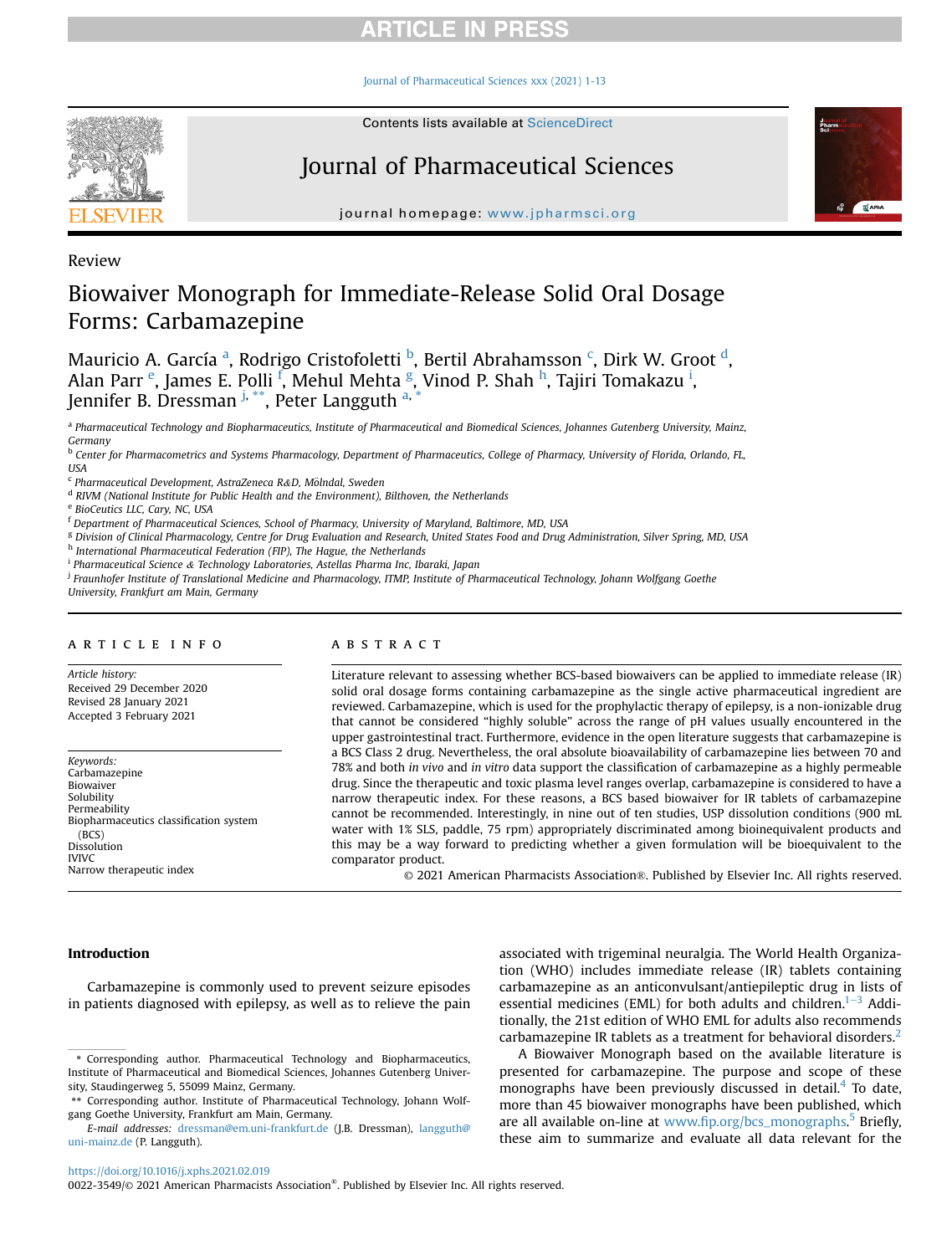Review

# Biowaiver Monograph for Immediate-Release Solid Oral Dosage Forms: Carbamazepine

Mauricio A. García [a], Rodrigo Cristofoletti [b], Bertil Abrahamsson [c], Dirk W. Groot [d], Alan Parr [e], James E. Polli [f], Mehul Mehta [g], Vinod P. Shah [h], Tajiri Tomakazu [i], Jennifer B. Dressman [j, **], Peter Langguth [a, *]

[a] Pharmaceutical Technology and Biopharmaceutics, Institute of Pharmaceutical and Biomedical Sciences, Johannes Gutenberg University, Mainz, Germany

[b] Center for Pharmacometrics and Systems Pharmacology, Department of Pharmaceutics, College of Pharmacy, University of Florida, Orlando, FL, USA

[c] Pharmaceutical Development, AstraZeneca R&D, Mölndal, Sweden

[d] RIVM (National Institute for Public Health and the Environment), Bilthoven, the Netherlands

[e] BioCeutics LLC, Cary, NC, USA

[f] Department of Pharmaceutical Sciences, School of Pharmacy, University of Maryland, Baltimore, MD, USA

[g] Division of Clinical Pharmacology, Centre for Drug Evaluation and Research, United States Food and Drug Administration, Silver Spring, MD, USA

[h] International Pharmaceutical Federation (FIP), The Hague, the Netherlands

[i] Pharmaceutical Science & Technology Laboratories, Astellas Pharma Inc, Ibaraki, Japan

[j] Fraunhofer Institute of Translational Medicine and Pharmacology, ITMP, Institute of Pharmaceutical Technology, Johann Wolfgang Goethe University, Frankfurt am Main, Germany

## ARTICLE INFO

*Article history:*
Received 29 December 2020
Revised 28 January 2021
Accepted 3 February 2021

*Keywords:*
Carbamazepine
Biowaiver
Solubility
Permeability
Biopharmaceutics classification system (BCS)
Dissolution
IVIVC
Narrow therapeutic index

## ABSTRACT

Literature relevant to assessing whether BCS-based biowaivers can be applied to immediate release (IR) solid oral dosage forms containing carbamazepine as the single active pharmaceutical ingredient are reviewed. Carbamazepine, which is used for the prophylactic therapy of epilepsy, is a non-ionizable drug that cannot be considered "highly soluble" across the range of pH values usually encountered in the upper gastrointestinal tract. Furthermore, evidence in the open literature suggests that carbamazepine is a BCS Class 2 drug. Nevertheless, the oral absolute bioavailability of carbamazepine lies between 70 and 78% and both *in vivo* and *in vitro* data support the classification of carbamazepine as a highly permeable drug. Since the therapeutic and toxic plasma level ranges overlap, carbamazepine is considered to have a narrow therapeutic index. For these reasons, a BCS based biowaiver for IR tablets of carbamazepine cannot be recommended. Interestingly, in nine out of ten studies, USP dissolution conditions (900 mL water with 1% SLS, paddle, 75 rpm) appropriately discriminated among bioinequivalent products and this may be a way forward to predicting whether a given formulation will be bioequivalent to the comparator product.

© 2021 American Pharmacists Association®. Published by Elsevier Inc. All rights reserved.

## Introduction

Carbamazepine is commonly used to prevent seizure episodes in patients diagnosed with epilepsy, as well as to relieve the pain associated with trigeminal neuralgia. The World Health Organization (WHO) includes immediate release (IR) tablets containing carbamazepine as an anticonvulsant/antiepileptic drug in lists of essential medicines (EML) for both adults and children.[1–3] Additionally, the 21st edition of WHO EML for adults also recommends carbamazepine IR tablets as a treatment for behavioral disorders.[2]

A Biowaiver Monograph based on the available literature is presented for carbamazepine. The purpose and scope of these monographs have been previously discussed in detail.[4] To date, more than 45 biowaiver monographs have been published, which are all available on-line at www.fip.org/bcs_monographs.[5] Briefly, these aim to summarize and evaluate all data relevant for the

\* Corresponding author. Pharmaceutical Technology and Biopharmaceutics, Institute of Pharmaceutical and Biomedical Sciences, Johannes Gutenberg University, Staudingerweg 5, 55099 Mainz, Germany.

\*\* Corresponding author. Institute of Pharmaceutical Technology, Johann Wolfgang Goethe University, Frankfurt am Main, Germany.

*E-mail addresses:* dressman@em.uni-frankfurt.de (J.B. Dressman), langguth@uni-mainz.de (P. Langguth).

https://doi.org/10.1016/j.xphs.2021.02.019
0022-3549/© 2021 American Pharmacists Association®. Published by Elsevier Inc. All rights reserved.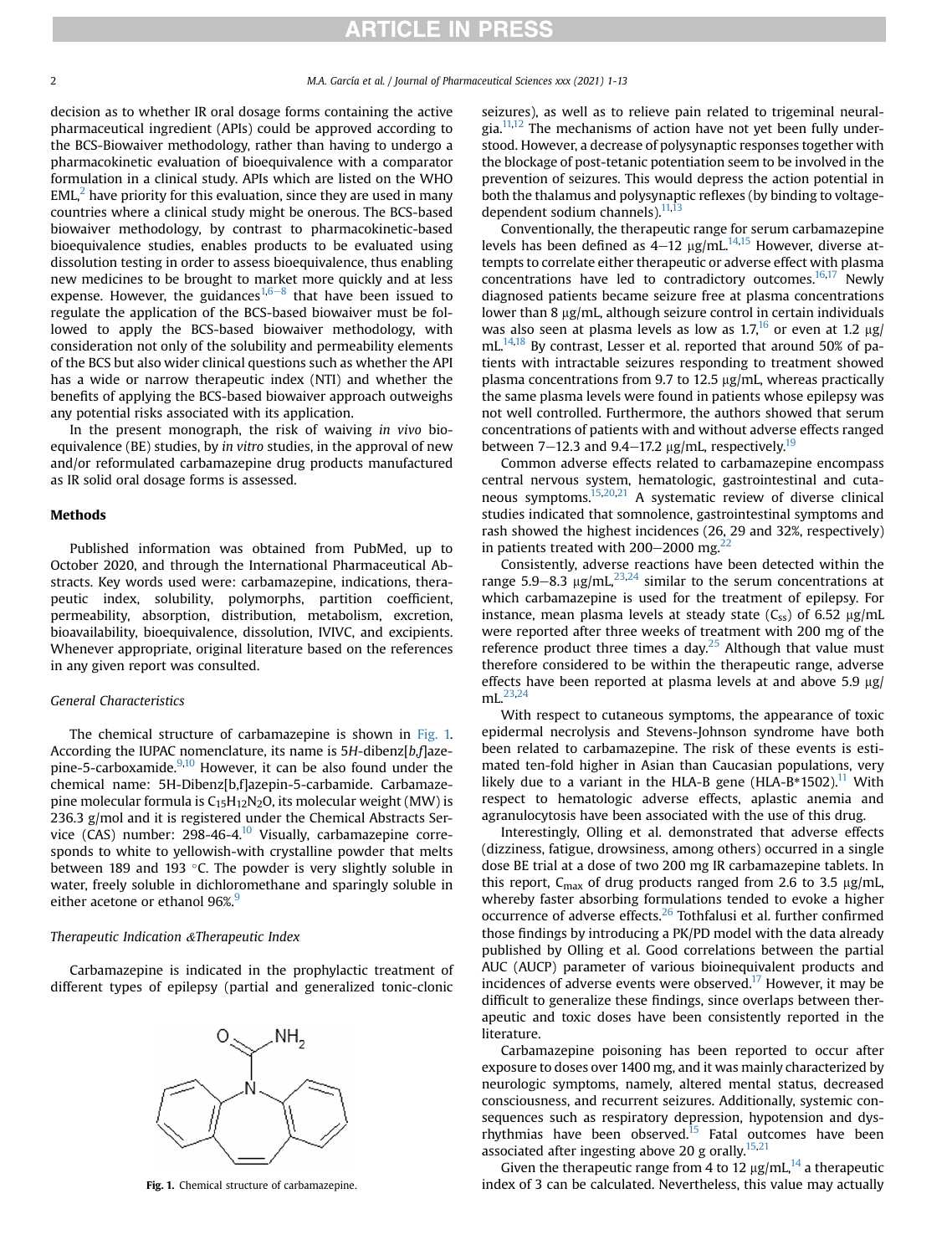decision as to whether IR oral dosage forms containing the active pharmaceutical ingredient (APIs) could be approved according to the BCS-Biowaiver methodology, rather than having to undergo a pharmacokinetic evaluation of bioequivalence with a comparator formulation in a clinical study. APIs which are listed on the WHO EML,[2] have priority for this evaluation, since they are used in many countries where a clinical study might be onerous. The BCS-based biowaiver methodology, by contrast to pharmacokinetic-based bioequivalence studies, enables products to be evaluated using dissolution testing in order to assess bioequivalence, thus enabling new medicines to be brought to market more quickly and at less expense. However, the guidances[1,6–8] that have been issued to regulate the application of the BCS-based biowaiver must be followed to apply the BCS-based biowaiver methodology, with consideration not only of the solubility and permeability elements of the BCS but also wider clinical questions such as whether the API has a wide or narrow therapeutic index (NTI) and whether the benefits of applying the BCS-based biowaiver approach outweighs any potential risks associated with its application.

In the present monograph, the risk of waiving *in vivo* bioequivalence (BE) studies, by *in vitro* studies, in the approval of new and/or reformulated carbamazepine drug products manufactured as IR solid oral dosage forms is assessed.

## Methods

Published information was obtained from PubMed, up to October 2020, and through the International Pharmaceutical Abstracts. Key words used were: carbamazepine, indications, therapeutic index, solubility, polymorphs, partition coefficient, permeability, absorption, distribution, metabolism, excretion, bioavailability, bioequivalence, dissolution, IVIVC, and excipients. Whenever appropriate, original literature based on the references in any given report was consulted.

### General Characteristics

The chemical structure of carbamazepine is shown in Fig. 1. According the IUPAC nomenclature, its name is 5*H*-dibenz[*b,f*]azepine-5-carboxamide.[9,10] However, it can be also found under the chemical name: 5H-Dibenz[b,f]azepin-5-carbamide. Carbamazepine molecular formula is $C_{15}H_{12}N_2O$, its molecular weight (MW) is 236.3 g/mol and it is registered under the Chemical Abstracts Service (CAS) number: 298-46-4.[10] Visually, carbamazepine corresponds to white to yellowish-with crystalline powder that melts between 189 and 193 °C. The powder is very slightly soluble in water, freely soluble in dichloromethane and sparingly soluble in either acetone or ethanol 96%.[9]

### Therapeutic Indication &Therapeutic Index

Carbamazepine is indicated in the prophylactic treatment of different types of epilepsy (partial and generalized tonic-clonic seizures), as well as to relieve pain related to trigeminal neuralgia.[11,12] The mechanisms of action have not yet been fully understood. However, a decrease of polysynaptic responses together with the blockage of post-tetanic potentiation seem to be involved in the prevention of seizures. This would depress the action potential in both the thalamus and polysynaptic reflexes (by binding to voltage-dependent sodium channels).[11,13]

Fig. 1. Chemical structure of carbamazepine.

Conventionally, the therapeutic range for serum carbamazepine levels has been defined as 4–12 μg/mL.[14,15] However, diverse attempts to correlate either therapeutic or adverse effect with plasma concentrations have led to contradictory outcomes.[16,17] Newly diagnosed patients became seizure free at plasma concentrations lower than 8 μg/mL, although seizure control in certain individuals was also seen at plasma levels as low as 1.7,[16] or even at 1.2 μg/mL.[14,18] By contrast, Lesser et al. reported that around 50% of patients with intractable seizures responding to treatment showed plasma concentrations from 9.7 to 12.5 μg/mL, whereas practically the same plasma levels were found in patients whose epilepsy was not well controlled. Furthermore, the authors showed that serum concentrations of patients with and without adverse effects ranged between 7–12.3 and 9.4–17.2 μg/mL, respectively.[19]

Common adverse effects related to carbamazepine encompass central nervous system, hematologic, gastrointestinal and cutaneous symptoms.[15,20,21] A systematic review of diverse clinical studies indicated that somnolence, gastrointestinal symptoms and rash showed the highest incidences (26, 29 and 32%, respectively) in patients treated with 200–2000 mg.[22]

Consistently, adverse reactions have been detected within the range 5.9–8.3 μg/mL,[23,24] similar to the serum concentrations at which carbamazepine is used for the treatment of epilepsy. For instance, mean plasma levels at steady state ($C_{ss}$) of 6.52 μg/mL were reported after three weeks of treatment with 200 mg of the reference product three times a day.[25] Although that value must therefore considered to be within the therapeutic range, adverse effects have been reported at plasma levels at and above 5.9 μg/mL.[23,24]

With respect to cutaneous symptoms, the appearance of toxic epidermal necrolysis and Stevens-Johnson syndrome have both been related to carbamazepine. The risk of these events is estimated ten-fold higher in Asian than Caucasian populations, very likely due to a variant in the HLA-B gene (HLA-B*1502).[11] With respect to hematologic adverse effects, aplastic anemia and agranulocytosis have been associated with the use of this drug.

Interestingly, Olling et al. demonstrated that adverse effects (dizziness, fatigue, drowsiness, among others) occurred in a single dose BE trial at a dose of two 200 mg IR carbamazepine tablets. In this report, $C_{max}$ of drug products ranged from 2.6 to 3.5 μg/mL, whereby faster absorbing formulations tended to evoke a higher occurrence of adverse effects.[26] Tothfalusi et al. further confirmed those findings by introducing a PK/PD model with the data already published by Olling et al. Good correlations between the partial AUC (AUCP) parameter of various bioinequivalent products and incidences of adverse events were observed.[17] However, it may be difficult to generalize these findings, since overlaps between therapeutic and toxic doses have been consistently reported in the literature.

Carbamazepine poisoning has been reported to occur after exposure to doses over 1400 mg, and it was mainly characterized by neurologic symptoms, namely, altered mental status, decreased consciousness, and recurrent seizures. Additionally, systemic consequences such as respiratory depression, hypotension and dysrhythmias have been observed.[15] Fatal outcomes have been associated after ingesting above 20 g orally.[15,21]

Given the therapeutic range from 4 to 12 μg/mL,[14] a therapeutic index of 3 can be calculated. Nevertheless, this value may actually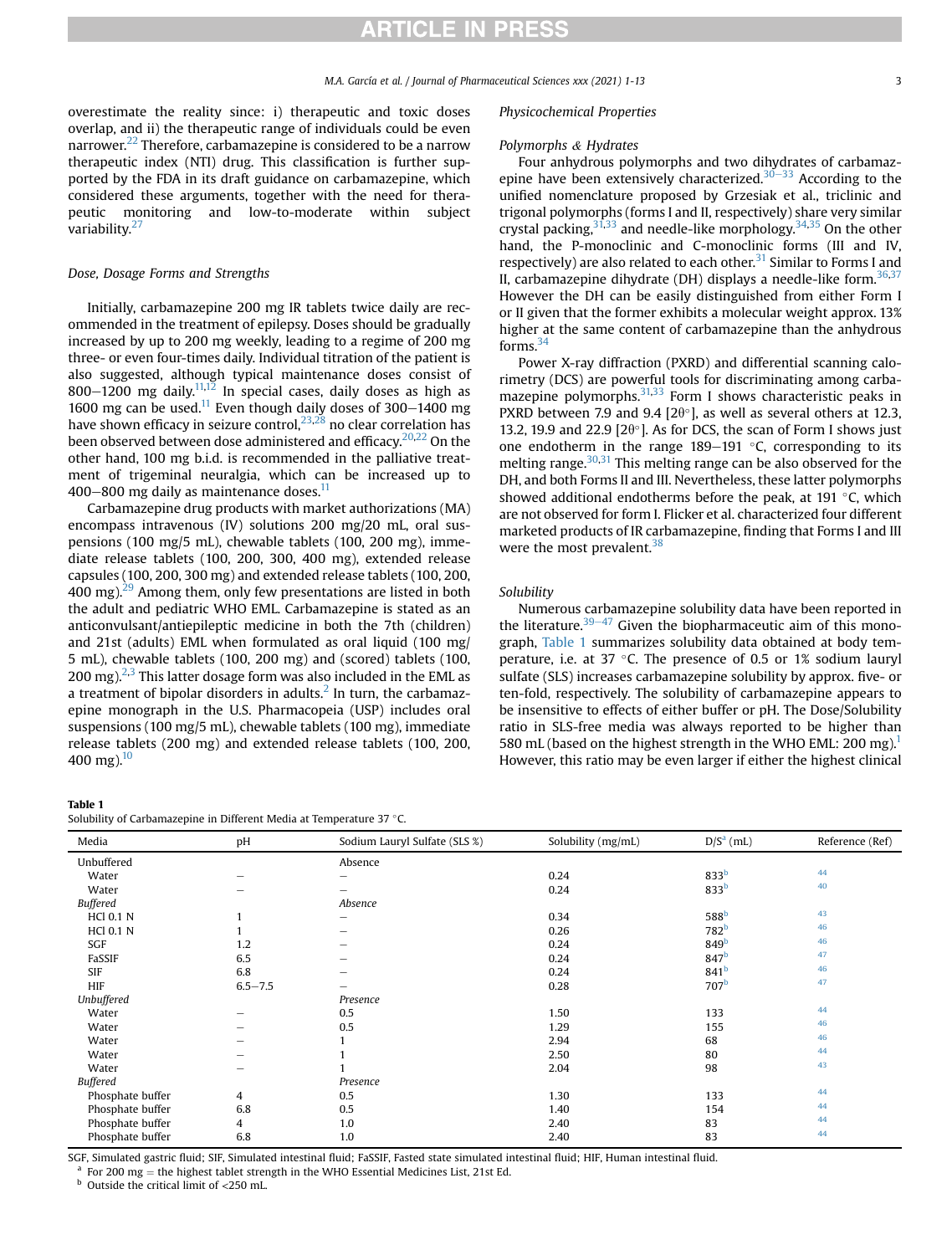overestimate the reality since: i) therapeutic and toxic doses overlap, and ii) the therapeutic range of individuals could be even narrower.[22] Therefore, carbamazepine is considered to be a narrow therapeutic index (NTI) drug. This classification is further supported by the FDA in its draft guidance on carbamazepine, which considered these arguments, together with the need for therapeutic monitoring and low-to-moderate within subject variability.[27]

### Dose, Dosage Forms and Strengths

Initially, carbamazepine 200 mg IR tablets twice daily are recommended in the treatment of epilepsy. Doses should be gradually increased by up to 200 mg weekly, leading to a regime of 200 mg three- or even four-times daily. Individual titration of the patient is also suggested, although typical maintenance doses consist of 800–1200 mg daily.[11,12] In special cases, daily doses as high as 1600 mg can be used.[11] Even though daily doses of 300–1400 mg have shown efficacy in seizure control,[23,28] no clear correlation has been observed between dose administered and efficacy.[20,22] On the other hand, 100 mg b.i.d. is recommended in the palliative treatment of trigeminal neuralgia, which can be increased up to 400–800 mg daily as maintenance doses.[11]

Carbamazepine drug products with market authorizations (MA) encompass intravenous (IV) solutions 200 mg/20 mL, oral suspensions (100 mg/5 mL), chewable tablets (100, 200 mg), immediate release tablets (100, 200, 300, 400 mg), extended release capsules (100, 200, 300 mg) and extended release tablets (100, 200, 400 mg).[29] Among them, only few presentations are listed in both the adult and pediatric WHO EML. Carbamazepine is stated as an anticonvulsant/antiepileptic medicine in both the 7th (children) and 21st (adults) EML when formulated as oral liquid (100 mg/5 mL), chewable tablets (100, 200 mg) and (scored) tablets (100, 200 mg).[2,3] This latter dosage form was also included in the EML as a treatment of bipolar disorders in adults.[2] In turn, the carbamazepine monograph in the U.S. Pharmacopeia (USP) includes oral suspensions (100 mg/5 mL), chewable tablets (100 mg), immediate release tablets (200 mg) and extended release tablets (100, 200, 400 mg).[10]

### Physicochemical Properties

#### Polymorphs & Hydrates

Four anhydrous polymorphs and two dihydrates of carbamazepine have been extensively characterized.[30–33] According to the unified nomenclature proposed by Grzesiak et al., triclinic and trigonal polymorphs (forms I and II, respectively) share very similar crystal packing,[31,33] and needle-like morphology.[34,35] On the other hand, the P-monoclinic and C-monoclinic forms (III and IV, respectively) are also related to each other.[31] Similar to Forms I and II, carbamazepine dihydrate (DH) displays a needle-like form.[36,37] However the DH can be easily distinguished from either Form I or II given that the former exhibits a molecular weight approx. 13% higher at the same content of carbamazepine than the anhydrous forms.[34]

Power X-ray diffraction (PXRD) and differential scanning calorimetry (DCS) are powerful tools for discriminating among carbamazepine polymorphs.[31,33] Form I shows characteristic peaks in PXRD between 7.9 and 9.4 [2θ°], as well as several others at 12.3, 13.2, 19.9 and 22.9 [2θ°]. As for DCS, the scan of Form I shows just one endotherm in the range 189–191 °C, corresponding to its melting range.[30,31] This melting range can be also observed for the DH, and both Forms II and III. Nevertheless, these latter polymorphs showed additional endotherms before the peak, at 191 °C, which are not observed for form I. Flicker et al. characterized four different marketed products of IR carbamazepine, finding that Forms I and III were the most prevalent.[38]

#### Solubility

Numerous carbamazepine solubility data have been reported in the literature.[39–47] Given the biopharmaceutic aim of this monograph, Table 1 summarizes solubility data obtained at body temperature, i.e. at 37 °C. The presence of 0.5 or 1% sodium lauryl sulfate (SLS) increases carbamazepine solubility by approx. five- or ten-fold, respectively. The solubility of carbamazepine appears to be insensitive to effects of either buffer or pH. The Dose/Solubility ratio in SLS-free media was always reported to be higher than 580 mL (based on the highest strength in the WHO EML: 200 mg).[1] However, this ratio may be even larger if either the highest clinical

**Table 1**
Solubility of Carbamazepine in Different Media at Temperature 37 °C.

| Media | pH | Sodium Lauryl Sulfate (SLS %) | Solubility (mg/mL) | D/S[a] (mL) | Reference (Ref) |
|---|---|---|---|---|---|
| Unbuffered | | Absence | | | |
| Water | – | – | 0.24 | 833[b] | 44 |
| Water | – | – | 0.24 | 833[b] | 40 |
| *Buffered* | | *Absence* | | | |
| HCl 0.1 N | 1 | – | 0.34 | 588[b] | 43 |
| HCl 0.1 N | 1 | – | 0.26 | 782[b] | 46 |
| SGF | 1.2 | – | 0.24 | 849[b] | 46 |
| FaSSIF | 6.5 | – | 0.24 | 847[b] | 47 |
| SIF | 6.8 | – | 0.24 | 841[b] | 46 |
| HIF | 6.5–7.5 | – | 0.28 | 707[b] | 47 |
| *Unbuffered* | | *Presence* | | | |
| Water | – | 0.5 | 1.50 | 133 | 44 |
| Water | – | 0.5 | 1.29 | 155 | 46 |
| Water | – | 1 | 2.94 | 68 | 46 |
| Water | – | 1 | 2.50 | 80 | 44 |
| Water | – | 1 | 2.04 | 98 | 43 |
| *Buffered* | | *Presence* | | | |
| Phosphate buffer | 4 | 0.5 | 1.30 | 133 | 44 |
| Phosphate buffer | 6.8 | 0.5 | 1.40 | 154 | 44 |
| Phosphate buffer | 4 | 1.0 | 2.40 | 83 | 44 |
| Phosphate buffer | 6.8 | 1.0 | 2.40 | 83 | 44 |

SGF, Simulated gastric fluid; SIF, Simulated intestinal fluid; FaSSIF, Fasted state simulated intestinal fluid; HIF, Human intestinal fluid.
[a] For 200 mg = the highest tablet strength in the WHO Essential Medicines List, 21st Ed.
[b] Outside the critical limit of <250 mL.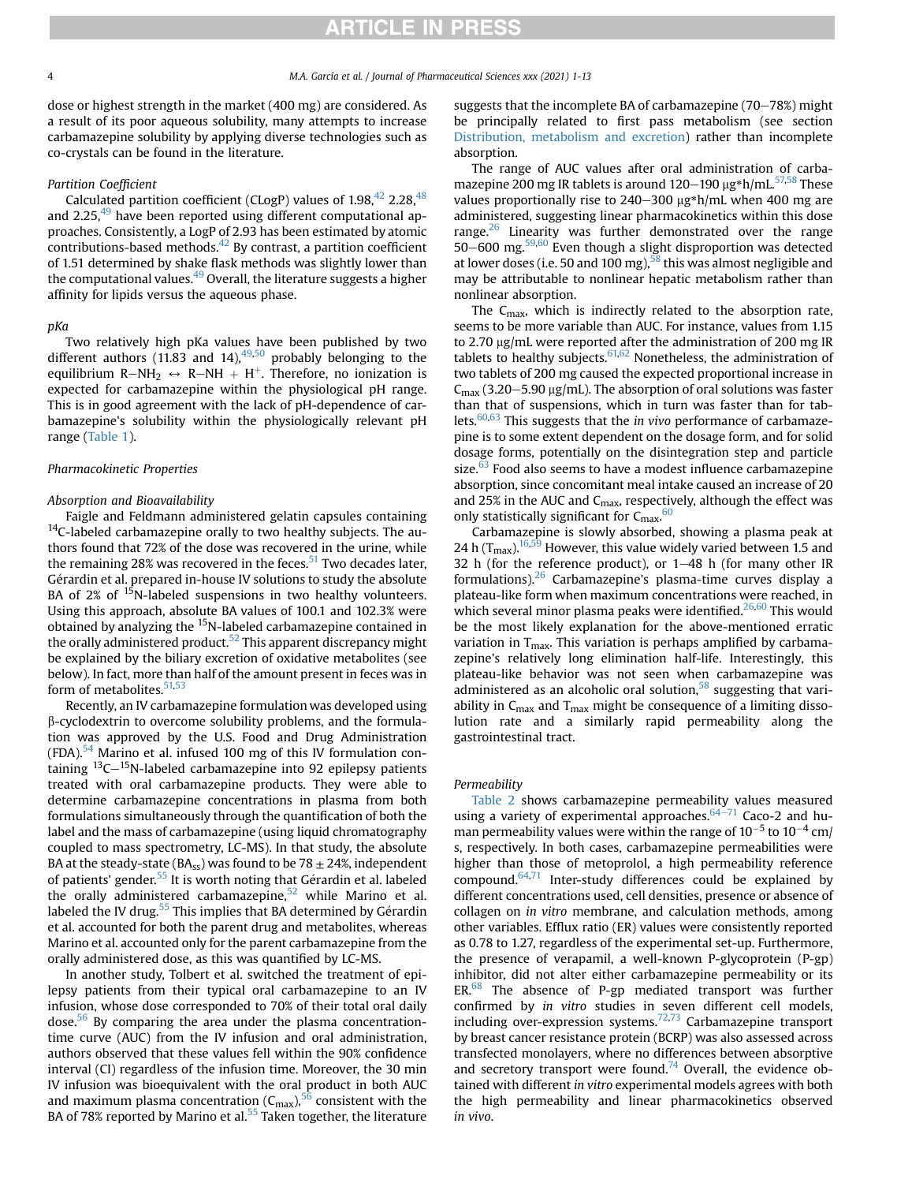dose or highest strength in the market (400 mg) are considered. As a result of its poor aqueous solubility, many attempts to increase carbamazepine solubility by applying diverse technologies such as co-crystals can be found in the literature.

### Partition Coefficient

Calculated partition coefficient (CLogP) values of 1.98,[42] 2.28,[48] and 2.25,[49] have been reported using different computational approaches. Consistently, a LogP of 2.93 has been estimated by atomic contributions-based methods.[42] By contrast, a partition coefficient of 1.51 determined by shake flask methods was slightly lower than the computational values.[49] Overall, the literature suggests a higher affinity for lipids versus the aqueous phase.

### pKa

Two relatively high pKa values have been published by two different authors (11.83 and 14),[49,50] probably belonging to the equilibrium R–NH$_2$ ↔ R–NH + H$^+$. Therefore, no ionization is expected for carbamazepine within the physiological pH range. This is in good agreement with the lack of pH-dependence of carbamazepine's solubility within the physiologically relevant pH range (Table 1).

## Pharmacokinetic Properties

### Absorption and Bioavailability

Faigle and Feldmann administered gelatin capsules containing $^{14}$C-labeled carbamazepine orally to two healthy subjects. The authors found that 72% of the dose was recovered in the urine, while the remaining 28% was recovered in the feces.[51] Two decades later, Gérardin et al. prepared in-house IV solutions to study the absolute BA of 2% of $^{15}$N-labeled suspensions in two healthy volunteers. Using this approach, absolute BA values of 100.1 and 102.3% were obtained by analyzing the $^{15}$N-labeled carbamazepine contained in the orally administered product.[52] This apparent discrepancy might be explained by the biliary excretion of oxidative metabolites (see below). In fact, more than half of the amount present in feces was in form of metabolites.[51,53]

Recently, an IV carbamazepine formulation was developed using β-cyclodextrin to overcome solubility problems, and the formulation was approved by the U.S. Food and Drug Administration (FDA).[54] Marino et al. infused 100 mg of this IV formulation containing $^{13}$C–$^{15}$N-labeled carbamazepine into 92 epilepsy patients treated with oral carbamazepine products. They were able to determine carbamazepine concentrations in plasma from both formulations simultaneously through the quantification of both the label and the mass of carbamazepine (using liquid chromatography coupled to mass spectrometry, LC-MS). In that study, the absolute BA at the steady-state (BA$_{ss}$) was found to be 78 ± 24%, independent of patients' gender.[55] It is worth noting that Gérardin et al. labeled the orally administered carbamazepine,[52] while Marino et al. labeled the IV drug.[55] This implies that BA determined by Gérardin et al. accounted for both the parent drug and metabolites, whereas Marino et al. accounted only for the parent carbamazepine from the orally administered dose, as this was quantified by LC-MS.

In another study, Tolbert et al. switched the treatment of epilepsy patients from their typical oral carbamazepine to an IV infusion, whose dose corresponded to 70% of their total oral daily dose.[56] By comparing the area under the plasma concentration-time curve (AUC) from the IV infusion and oral administration, authors observed that these values fell within the 90% confidence interval (CI) regardless of the infusion time. Moreover, the 30 min IV infusion was bioequivalent with the oral product in both AUC and maximum plasma concentration (C$_{max}$),[56] consistent with the BA of 78% reported by Marino et al.[55] Taken together, the literature suggests that the incomplete BA of carbamazepine (70–78%) might be principally related to first pass metabolism (see section Distribution, metabolism and excretion) rather than incomplete absorption.

The range of AUC values after oral administration of carbamazepine 200 mg IR tablets is around 120–190 μg*h/mL.[57,58] These values proportionally rise to 240–300 μg*h/mL when 400 mg are administered, suggesting linear pharmacokinetics within this dose range.[26] Linearity was further demonstrated over the range 50–600 mg.[59,60] Even though a slight disproportion was detected at lower doses (i.e. 50 and 100 mg),[58] this was almost negligible and may be attributable to nonlinear hepatic metabolism rather than nonlinear absorption.

The C$_{max}$, which is indirectly related to the absorption rate, seems to be more variable than AUC. For instance, values from 1.15 to 2.70 μg/mL were reported after the administration of 200 mg IR tablets to healthy subjects.[61,62] Nonetheless, the administration of two tablets of 200 mg caused the expected proportional increase in C$_{max}$ (3.20–5.90 μg/mL). The absorption of oral solutions was faster than that of suspensions, which in turn was faster than for tablets.[60,63] This suggests that the *in vivo* performance of carbamazepine is to some extent dependent on the dosage form, and for solid dosage forms, potentially on the disintegration step and particle size.[63] Food also seems to have a modest influence carbamazepine absorption, since concomitant meal intake caused an increase of 20 and 25% in the AUC and C$_{max}$, respectively, although the effect was only statistically significant for C$_{max}$.[60]

Carbamazepine is slowly absorbed, showing a plasma peak at 24 h (T$_{max}$).[16,59] However, this value widely varied between 1.5 and 32 h (for the reference product), or 1–48 h (for many other IR formulations).[26] Carbamazepine's plasma-time curves display a plateau-like form when maximum concentrations were reached, in which several minor plasma peaks were identified.[26,60] This would be the most likely explanation for the above-mentioned erratic variation in T$_{max}$. This variation is perhaps amplified by carbamazepine's relatively long elimination half-life. Interestingly, this plateau-like behavior was not seen when carbamazepine was administered as an alcoholic oral solution,[58] suggesting that variability in C$_{max}$ and T$_{max}$ might be consequence of a limiting dissolution rate and a similarly rapid permeability along the gastrointestinal tract.

### Permeability

Table 2 shows carbamazepine permeability values measured using a variety of experimental approaches.[64–71] Caco-2 and human permeability values were within the range of 10$^{-5}$ to 10$^{-4}$ cm/s, respectively. In both cases, carbamazepine permeabilities were higher than those of metoprolol, a high permeability reference compound.[64,71] Inter-study differences could be explained by different concentrations used, cell densities, presence or absence of collagen on *in vitro* membrane, and calculation methods, among other variables. Efflux ratio (ER) values were consistently reported as 0.78 to 1.27, regardless of the experimental set-up. Furthermore, the presence of verapamil, a well-known P-glycoprotein (P-gp) inhibitor, did not alter either carbamazepine permeability or its ER.[68] The absence of P-gp mediated transport was further confirmed by *in vitro* studies in seven different cell models, including over-expression systems.[72,73] Carbamazepine transport by breast cancer resistance protein (BCRP) was also assessed across transfected monolayers, where no differences between absorptive and secretory transport were found.[74] Overall, the evidence obtained with different *in vitro* experimental models agrees with both the high permeability and linear pharmacokinetics observed *in vivo*.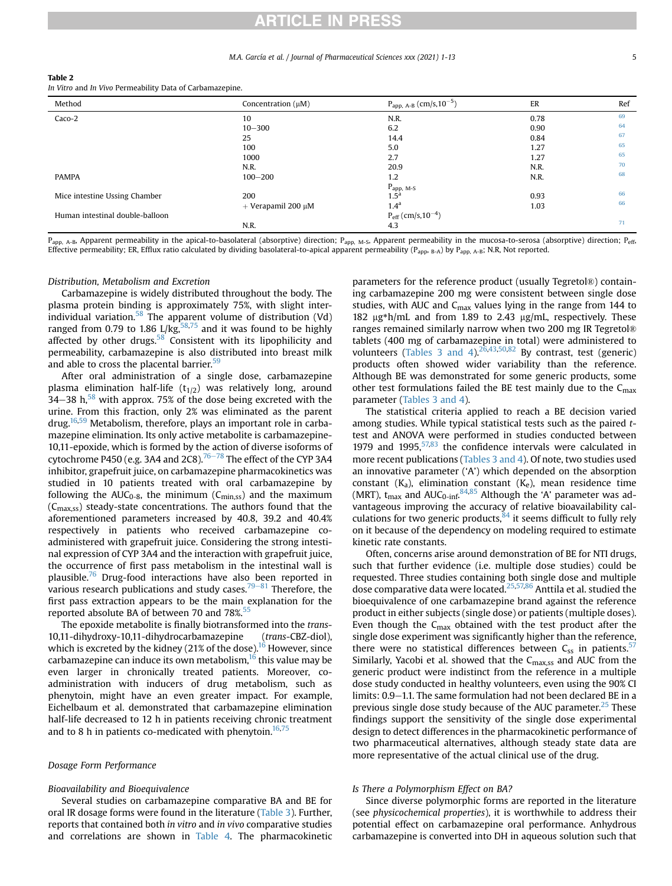**Table 2**
*In Vitro* and *In Vivo* Permeability Data of Carbamazepine.

| Method | Concentration (μM) | $P_{app, A-B}$ (cm/s,$10^{-5}$) | ER | Ref |
|---|---|---|---|---|
| Caco-2 | 10 | N.R. | 0.78 | 69 |
| | 10−300 | 6.2 | 0.90 | 64 |
| | 25 | 14.4 | 0.84 | 67 |
| | 100 | 5.0 | 1.27 | 65 |
| | 1000 | 2.7 | 1.27 | 65 |
| | N.R. | 20.9 | N.R. | 70 |
| PAMPA | 100−200 | 1.2 | N.R. | 68 |
| | | $P_{app, M-S}$ | | |
| Mice intestine Ussing Chamber | 200 | 1.5[a] | 0.93 | 66 |
| | + Verapamil 200 μM | 1.4[a] | 1.03 | 66 |
| Human intestinal double-balloon | | $P_{eff}$ (cm/s,$10^{-4}$) | | |
| | N.R. | 4.3 | | 71 |

$P_{app, A-B}$, Apparent permeability in the apical-to-basolateral (absorptive) direction; $P_{app, M-S}$, Apparent permeability in the mucosa-to-serosa (absorptive) direction; $P_{eff}$, Effective permeability; ER, Efflux ratio calculated by dividing basolateral-to-apical apparent permeability ($P_{app, B-A}$) by $P_{app, A-B}$; N.R, Not reported.

### *Distribution, Metabolism and Excretion*

Carbamazepine is widely distributed throughout the body. The plasma protein binding is approximately 75%, with slight inter-individual variation.[58] The apparent volume of distribution (Vd) ranged from 0.79 to 1.86 L/kg,[58,75] and it was found to be highly affected by other drugs.[58] Consistent with its lipophilicity and permeability, carbamazepine is also distributed into breast milk and able to cross the placental barrier.[59]

After oral administration of a single dose, carbamazepine plasma elimination half-life ($t_{1/2}$) was relatively long, around 34−38 h,[58] with approx. 75% of the dose being excreted with the urine. From this fraction, only 2% was eliminated as the parent drug.[16,59] Metabolism, therefore, plays an important role in carbamazepine elimination. Its only active metabolite is carbamazepine-10,11-epoxide, which is formed by the action of diverse isoforms of cytochrome P450 (e.g. 3A4 and 2C8).[76−78] The effect of the CYP 3A4 inhibitor, grapefruit juice, on carbamazepine pharmacokinetics was studied in 10 patients treated with oral carbamazepine by following the $AUC_{0-8}$, the minimum ($C_{min,ss}$) and the maximum ($C_{max,ss}$) steady-state concentrations. The authors found that the aforementioned parameters increased by 40.8, 39.2 and 40.4% respectively in patients who received carbamazepine co-administered with grapefruit juice. Considering the strong intestinal expression of CYP 3A4 and the interaction with grapefruit juice, the occurrence of first pass metabolism in the intestinal wall is plausible.[76] Drug-food interactions have also been reported in various research publications and study cases.[79−81] Therefore, the first pass extraction appears to be the main explanation for the reported absolute BA of between 70 and 78%.[55]

The epoxide metabolite is finally biotransformed into the *trans*-10,11-dihydroxy-10,11-dihydrocarbamazepine (*trans*-CBZ-diol), which is excreted by the kidney (21% of the dose).[16] However, since carbamazepine can induce its own metabolism,[16] this value may be even larger in chronically treated patients. Moreover, co-administration with inducers of drug metabolism, such as phenytoin, might have an even greater impact. For example, Eichelbaum et al. demonstrated that carbamazepine elimination half-life decreased to 12 h in patients receiving chronic treatment and to 8 h in patients co-medicated with phenytoin.[16,75]

### *Dosage Form Performance*

#### *Bioavailability and Bioequivalence*

Several studies on carbamazepine comparative BA and BE for oral IR dosage forms were found in the literature (Table 3). Further, reports that contained both *in vitro* and *in vivo* comparative studies and correlations are shown in Table 4. The pharmacokinetic parameters for the reference product (usually Tegretol®) containing carbamazepine 200 mg were consistent between single dose studies, with AUC and $C_{max}$ values lying in the range from 144 to 182 μg*h/mL and from 1.89 to 2.43 μg/mL, respectively. These ranges remained similarly narrow when two 200 mg IR Tegretol® tablets (400 mg of carbamazepine in total) were administered to volunteers (Tables 3 and 4).[26,43,50,82] By contrast, test (generic) products often showed wider variability than the reference. Although BE was demonstrated for some generic products, some other test formulations failed the BE test mainly due to the $C_{max}$ parameter (Tables 3 and 4).

The statistical criteria applied to reach a BE decision varied among studies. While typical statistical tests such as the paired *t*-test and ANOVA were performed in studies conducted between 1979 and 1995,[57,83] the confidence intervals were calculated in more recent publications (Tables 3 and 4). Of note, two studies used an innovative parameter ('A') which depended on the absorption constant ($K_a$), elimination constant ($K_e$), mean residence time (MRT), $t_{max}$ and $AUC_{0-inf}$.[84,85] Although the 'A' parameter was advantageous improving the accuracy of relative bioavailability calculations for two generic products,[84] it seems difficult to fully rely on it because of the dependency on modeling required to estimate kinetic rate constants.

Often, concerns arise around demonstration of BE for NTI drugs, such that further evidence (i.e. multiple dose studies) could be requested. Three studies containing both single dose and multiple dose comparative data were located.[25,57,86] Anttila et al. studied the bioequivalence of one carbamazepine brand against the reference product in either subjects (single dose) or patients (multiple doses). Even though the $C_{max}$ obtained with the test product after the single dose experiment was significantly higher than the reference, there were no statistical differences between $C_{ss}$ in patients.[57] Similarly, Yacobi et al. showed that the $C_{max,ss}$ and AUC from the generic product were indistinct from the reference in a multiple dose study conducted in healthy volunteers, even using the 90% CI limits: 0.9−1.1. The same formulation had not been declared BE in a previous single dose study because of the AUC parameter.[25] These findings support the sensitivity of the single dose experimental design to detect differences in the pharmacokinetic performance of two pharmaceutical alternatives, although steady state data are more representative of the actual clinical use of the drug.

#### *Is There a Polymorphism Effect on BA?*

Since diverse polymorphic forms are reported in the literature (see *physicochemical properties*), it is worthwhile to address their potential effect on carbamazepine oral performance. Anhydrous carbamazepine is converted into DH in aqueous solution such that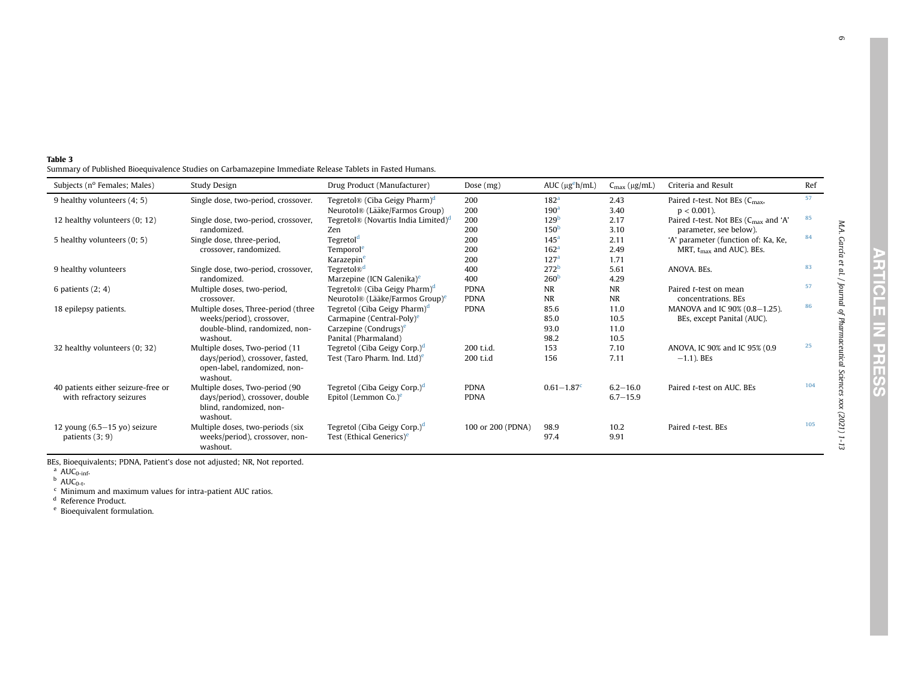**Table 3**

Summary of Published Bioequivalence Studies on Carbamazepine Immediate Release Tablets in Fasted Humans.

| Subjects (n° Females; Males) | Study Design | Drug Product (Manufacturer) | Dose (mg) | AUC (μg*h/mL) | $C_{max}$ (μg/mL) | Criteria and Result | Ref |
|---|---|---|---|---|---|---|---|
| 9 healthy volunteers (4; 5) | Single dose, two-period, crossover. | Tegretol® (Ciba Geigy Pharm)[d] | 200 | 182[a] | 2.43 | Paired *t*-test. Not BEs ($C_{max}$, $p < 0.001$). | 57 |
| | | Neurotol® (Lääke/Farmos Group) | 200 | 190[a] | 3.40 | | |
| 12 healthy volunteers (0; 12) | Single dose, two-period, crossover, randomized. | Tegretol® (Novartis India Limited)[d] | 200 | 129[b] | 2.17 | Paired *t*-test. Not BEs ($C_{max}$ and 'A' parameter, see below). | 85 |
| | | Zen | 200 | 150[b] | 3.10 | | |
| 5 healthy volunteers (0; 5) | Single dose, three-period, crossover, randomized. | Tegretol[d] | 200 | 145[a] | 2.11 | 'A' parameter (function of: Ka, Ke, MRT, $t_{max}$ and AUC). BEs. | 84 |
| | | Temporol[e] | 200 | 162[a] | 2.49 | | |
| | | Karazepin[e] | 200 | 127[a] | 1.71 | | |
| 9 healthy volunteers | Single dose, two-period, crossover, randomized. | Tegretol®[d] | 400 | 272[b] | 5.61 | ANOVA. BEs. | 83 |
| | | Marzepine (ICN Galenika)[e] | 400 | 260[b] | 4.29 | | |
| 6 patients (2; 4) | Multiple doses, two-period, crossover. | Tegretol® (Ciba Geigy Pharm)[d] | PDNA | NR | NR | Paired *t*-test on mean concentrations. BEs | 57 |
| | | Neurotol® (Lääke/Farmos Group)[e] | PDNA | NR | NR | | |
| 18 epilepsy patients. | Multiple doses, Three-period (three weeks/period), crossover, double-blind, randomized, non-washout. | Tegretol (Ciba Geigy Pharm)[d] | PDNA | 85.6 | 11.0 | MANOVA and IC 90% (0.8–1.25). BEs, except Panital (AUC). | 86 |
| | | Carmapine (Central-Poly)[e] | | 85.0 | 10.5 | | |
| | | Carzepine (Condrugs)[e] | | 93.0 | 11.0 | | |
| | | Panital (Pharmaland) | | 98.2 | 10.5 | | |
| 32 healthy volunteers (0; 32) | Multiple doses, Two-period (11 days/period), crossover, fasted, open-label, randomized, non-washout. | Tegretol (Ciba Geigy Corp.)[d] | 200 t.i.d. | 153 | 7.10 | ANOVA, IC 90% and IC 95% (0.9 −1.1). BEs | 25 |
| | | Test (Taro Pharm. Ind. Ltd)[e] | 200 t.i.d | 156 | 7.11 | | |
| 40 patients either seizure-free or with refractory seizures | Multiple doses, Two-period (90 days/period), crossover, double blind, randomized, non-washout. | Tegretol (Ciba Geigy Corp.)[d] | PDNA | 0.61–1.87[c] | 6.2–16.0 | Paired *t*-test on AUC. BEs | 104 |
| | | Epitol (Lemmon Co.)[e] | PDNA | | 6.7–15.9 | | |
| 12 young (6.5–15 yo) seizure patients (3; 9) | Multiple doses, two-periods (six weeks/period), crossover, non-washout. | Tegretol (Ciba Geigy Corp.)[d] | 100 or 200 (PDNA) | 98.9 | 10.2 | Paired *t*-test. BEs | 105 |
| | | Test (Ethical Generics)[e] | | 97.4 | 9.91 | | |

BEs, Bioequivalents; PDNA, Patient's dose not adjusted; NR, Not reported.

[a] $AUC_{0\text{-inf}}$.

[b] $AUC_{0\text{-t}}$.

[c] Minimum and maximum values for intra-patient AUC ratios.

[d] Reference Product.

[e] Bioequivalent formulation.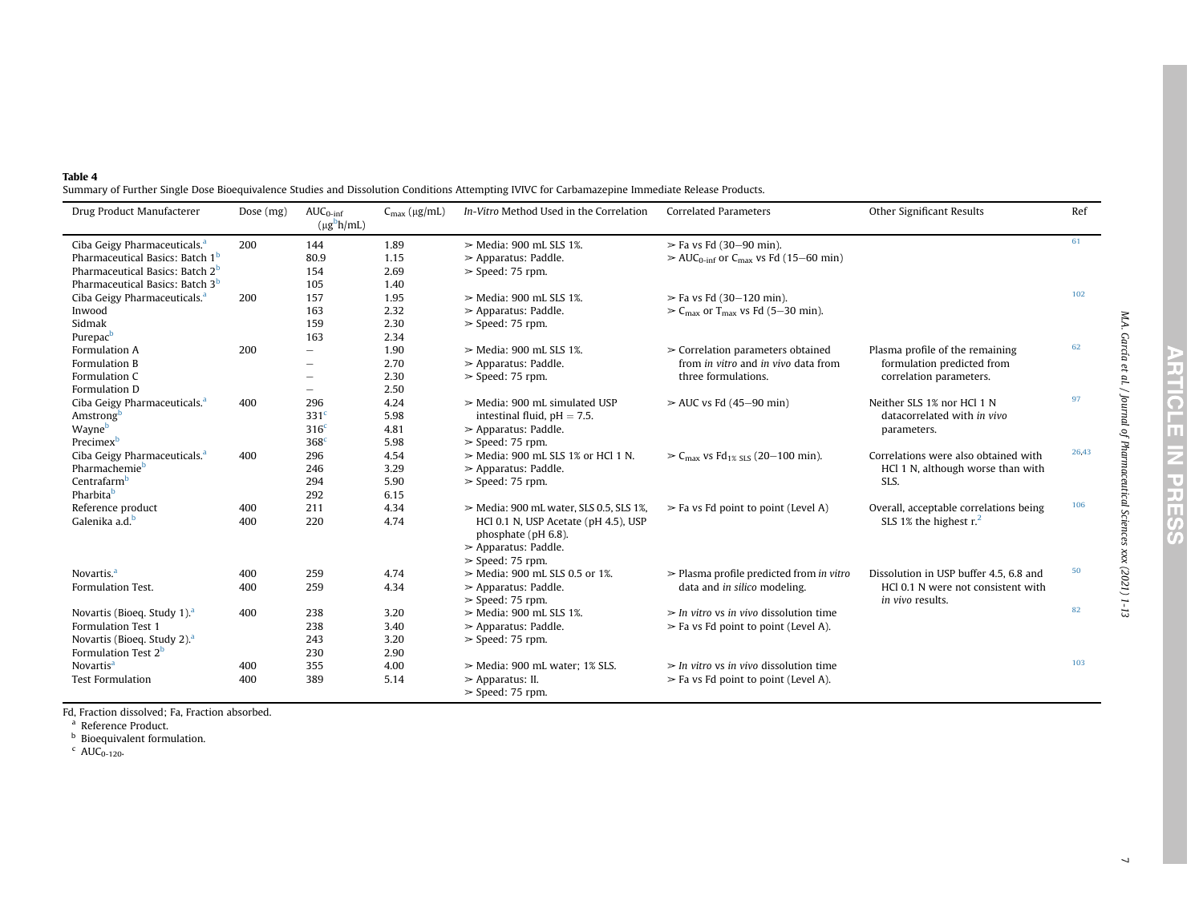**Table 4**
Summary of Further Single Dose Bioequivalence Studies and Dissolution Conditions Attempting IVIVC for Carbamazepine Immediate Release Products.

| Drug Product Manufacterer | Dose (mg) | $AUC_{0\text{-}inf}$ ($\mu g^{b}h/mL$) | $C_{max}$ ($\mu g/mL$) | *In-Vitro* Method Used in the Correlation | Correlated Parameters | Other Significant Results | Ref |
|---|---|---|---|---|---|---|---|
| Ciba Geigy Pharmaceuticals.[a] | 200 | 144 | 1.89 | ➢ Media: 900 mL SLS 1%. | ➢ Fa vs Fd (30–90 min). | | 61 |
| Pharmaceutical Basics: Batch 1[b] | | 80.9 | 1.15 | ➢ Apparatus: Paddle. | ➢ $AUC_{0\text{-}inf}$ or $C_{max}$ vs Fd (15–60 min) | | |
| Pharmaceutical Basics: Batch 2[b] | | 154 | 2.69 | ➢ Speed: 75 rpm. | | | |
| Pharmaceutical Basics: Batch 3[b] | | 105 | 1.40 | | | | |
| Ciba Geigy Pharmaceuticals.[a] | 200 | 157 | 1.95 | ➢ Media: 900 mL SLS 1%. | ➢ Fa vs Fd (30–120 min). | | 102 |
| Inwood | | 163 | 2.32 | ➢ Apparatus: Paddle. | ➢ $C_{max}$ or $T_{max}$ vs Fd (5–30 min). | | |
| Sidmak | | 159 | 2.30 | ➢ Speed: 75 rpm. | | | |
| Purepac[b] | | 163 | 2.34 | | | | |
| Formulation A | 200 | – | 1.90 | ➢ Media: 900 mL SLS 1%. | ➢ Correlation parameters obtained from *in vitro* and *in vivo* data from three formulations. | Plasma profile of the remaining formulation predicted from correlation parameters. | 62 |
| Formulation B | | – | 2.70 | ➢ Apparatus: Paddle. | | | |
| Formulation C | | – | 2.30 | ➢ Speed: 75 rpm. | | | |
| Formulation D | | – | 2.50 | | | | |
| Ciba Geigy Pharmaceuticals.[a] | 400 | 296 | 4.24 | ➢ Media: 900 mL simulated USP intestinal fluid, pH = 7.5. | ➢ AUC vs Fd (45–90 min) | Neither SLS 1% nor HCl 1 N datacorrelated with *in vivo* parameters. | 97 |
| Amstrong[b] | | 331[c] | 5.98 | ➢ Apparatus: Paddle. | | | |
| Wayne[b] | | 316[c] | 4.81 | ➢ Speed: 75 rpm. | | | |
| Precimex[b] | | 368[c] | 5.98 | | | | |
| Ciba Geigy Pharmaceuticals.[a] | 400 | 296 | 4.54 | ➢ Media: 900 mL SLS 1% or HCl 1 N. | ➢ $C_{max}$ vs $Fd_{1\%\ SLS}$ (20–100 min). | Correlations were also obtained with HCl 1 N, although worse than with SLS. | 26,43 |
| Pharmachemie[b] | | 246 | 3.29 | ➢ Apparatus: Paddle. | | | |
| Centrafarm[b] | | 294 | 5.90 | ➢ Speed: 75 rpm. | | | |
| Pharbita[b] | | 292 | 6.15 | | | | |
| Reference product | 400 | 211 | 4.34 | ➢ Media: 900 mL water, SLS 0.5, SLS 1%, HCl 0.1 N, USP Acetate (pH 4.5), USP phosphate (pH 6.8). ➢ Apparatus: Paddle. ➢ Speed: 75 rpm. | ➢ Fa vs Fd point to point (Level A) | Overall, acceptable correlations being SLS 1% the highest r.[2] | 106 |
| Galenika a.d.[b] | 400 | 220 | 4.74 | | | | |
| Novartis.[a] | 400 | 259 | 4.74 | ➢ Media: 900 mL SLS 0.5 or 1%. | ➢ Plasma profile predicted from *in vitro* data and *in silico* modeling. | Dissolution in USP buffer 4.5, 6.8 and HCl 0.1 N were not consistent with *in vivo* results. | 50 |
| Formulation Test. | 400 | 259 | 4.34 | ➢ Apparatus: Paddle. ➢ Speed: 75 rpm. | | | |
| Novartis (Bioeq. Study 1).[a] | 400 | 238 | 3.20 | ➢ Media: 900 mL SLS 1%. | ➢ *In vitro* vs *in vivo* dissolution time | | 82 |
| Formulation Test 1 | | 238 | 3.40 | ➢ Apparatus: Paddle. | ➢ Fa vs Fd point to point (Level A). | | |
| Novartis (Bioeq. Study 2).[a] | | 243 | 3.20 | ➢ Speed: 75 rpm. | | | |
| Formulation Test 2[b] | | 230 | 2.90 | | | | |
| Novartis[a] | 400 | 355 | 4.00 | ➢ Media: 900 mL water; 1% SLS. | ➢ *In vitro* vs *in vivo* dissolution time | | 103 |
| Test Formulation | 400 | 389 | 5.14 | ➢ Apparatus: II. ➢ Speed: 75 rpm. | ➢ Fa vs Fd point to point (Level A). | | |

Fd, Fraction dissolved; Fa, Fraction absorbed.
[a] Reference Product.
[b] Bioequivalent formulation.
[c] $AUC_{0\text{-}120}$.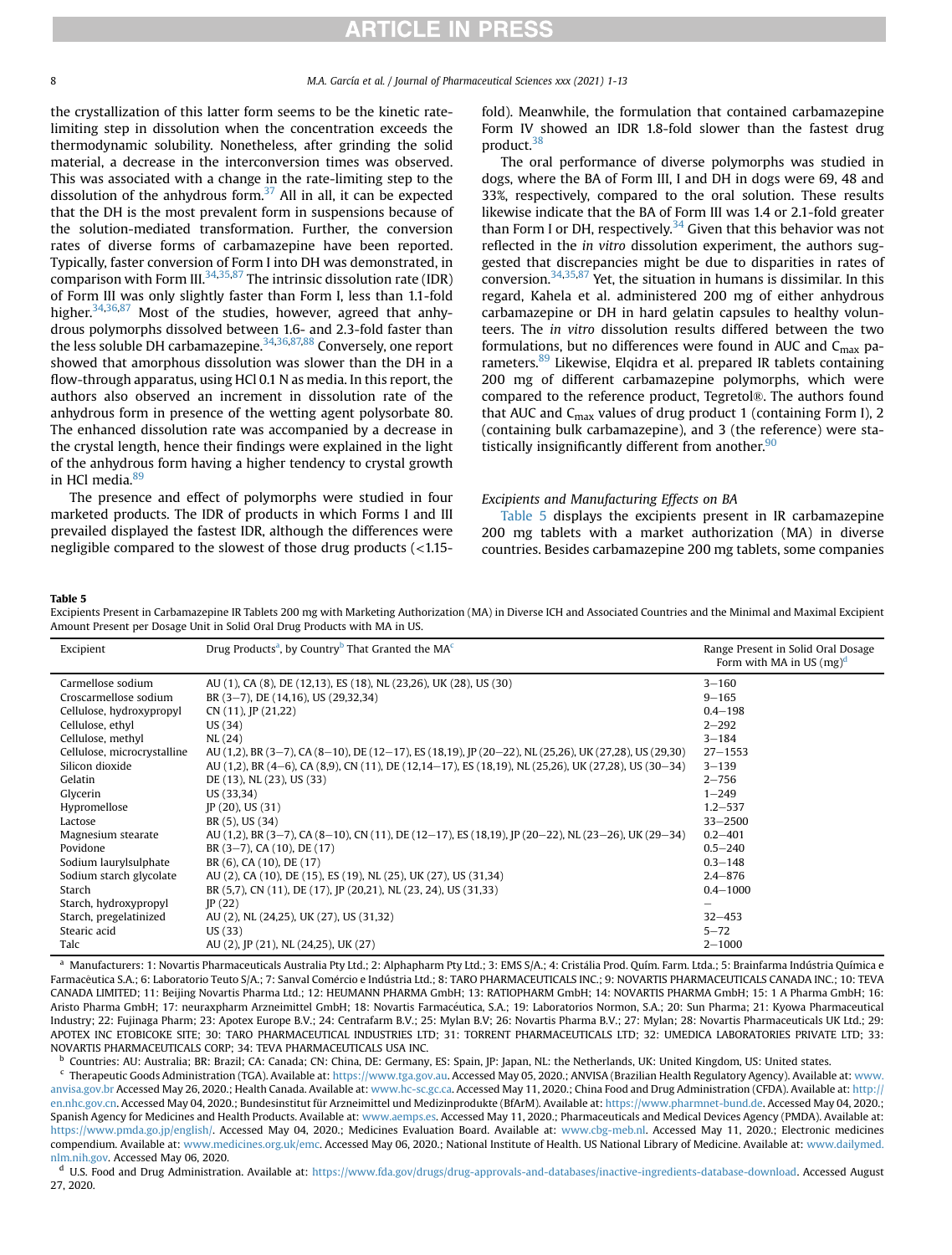the crystallization of this latter form seems to be the kinetic rate-limiting step in dissolution when the concentration exceeds the thermodynamic solubility. Nonetheless, after grinding the solid material, a decrease in the interconversion times was observed. This was associated with a change in the rate-limiting step to the dissolution of the anhydrous form.[37] All in all, it can be expected that the DH is the most prevalent form in suspensions because of the solution-mediated transformation. Further, the conversion rates of diverse forms of carbamazepine have been reported. Typically, faster conversion of Form I into DH was demonstrated, in comparison with Form III.[34,35,87] The intrinsic dissolution rate (IDR) of Form III was only slightly faster than Form I, less than 1.1-fold higher.[34,36,87] Most of the studies, however, agreed that anhydrous polymorphs dissolved between 1.6- and 2.3-fold faster than the less soluble DH carbamazepine.[34,36,87,88] Conversely, one report showed that amorphous dissolution was slower than the DH in a flow-through apparatus, using HCl 0.1 N as media. In this report, the authors also observed an increment in dissolution rate of the anhydrous form in presence of the wetting agent polysorbate 80. The enhanced dissolution rate was accompanied by a decrease in the crystal length, hence their findings were explained in the light of the anhydrous form having a higher tendency to crystal growth in HCl media.[89]

The presence and effect of polymorphs were studied in four marketed products. The IDR of products in which Forms I and III prevailed displayed the fastest IDR, although the differences were negligible compared to the slowest of those drug products (<1.15-fold). Meanwhile, the formulation that contained carbamazepine Form IV showed an IDR 1.8-fold slower than the fastest drug product.[38]

The oral performance of diverse polymorphs was studied in dogs, where the BA of Form III, I and DH in dogs were 69, 48 and 33%, respectively, compared to the oral solution. These results likewise indicate that the BA of Form III was 1.4 or 2.1-fold greater than Form I or DH, respectively.[34] Given that this behavior was not reflected in the *in vitro* dissolution experiment, the authors suggested that discrepancies might be due to disparities in rates of conversion.[34,35,87] Yet, the situation in humans is dissimilar. In this regard, Kahela et al. administered 200 mg of either anhydrous carbamazepine or DH in hard gelatin capsules to healthy volunteers. The *in vitro* dissolution results differed between the two formulations, but no differences were found in AUC and $C_{max}$ parameters.[89] Likewise, Elqidra et al. prepared IR tablets containing 200 mg of different carbamazepine polymorphs, which were compared to the reference product, Tegretol®. The authors found that AUC and $C_{max}$ values of drug product 1 (containing Form I), 2 (containing bulk carbamazepine), and 3 (the reference) were statistically insignificantly different from another.[90]

### Excipients and Manufacturing Effects on BA

Table 5 displays the excipients present in IR carbamazepine 200 mg tablets with a market authorization (MA) in diverse countries. Besides carbamazepine 200 mg tablets, some companies

**Table 5**
Excipients Present in Carbamazepine IR Tablets 200 mg with Marketing Authorization (MA) in Diverse ICH and Associated Countries and the Minimal and Maximal Excipient Amount Present per Dosage Unit in Solid Oral Drug Products with MA in US.

| Excipient | Drug Products[a], by Country[b] That Granted the MA[c] | Range Present in Solid Oral Dosage Form with MA in US (mg)[d] |
|---|---|---|
| Carmellose sodium | AU (1), CA (8), DE (12,13), ES (18), NL (23,26), UK (28), US (30) | 3–160 |
| Croscarmellose sodium | BR (3–7), DE (14,16), US (29,32,34) | 9–165 |
| Cellulose, hydroxypropyl | CN (11), JP (21,22) | 0.4–198 |
| Cellulose, ethyl | US (34) | 2–292 |
| Cellulose, methyl | NL (24) | 3–184 |
| Cellulose, microcrystalline | AU (1,2), BR (3–7), CA (8–10), DE (12–17), ES (18,19), JP (20–22), NL (25,26), UK (27,28), US (29,30) | 27–1553 |
| Silicon dioxide | AU (1,2), BR (4–6), CA (8,9), CN (11), DE (12,14–17), ES (18,19), NL (25,26), UK (27,28), US (30–34) | 3–139 |
| Gelatin | DE (13), NL (23), US (33) | 2–756 |
| Glycerin | US (33,34) | 1–249 |
| Hypromellose | JP (20), US (31) | 1.2–537 |
| Lactose | BR (5), US (34) | 33–2500 |
| Magnesium stearate | AU (1,2), BR (3–7), CA (8–10), CN (11), DE (12–17), ES (18,19), JP (20–22), NL (23–26), UK (29–34) | 0.2–401 |
| Povidone | BR (3–7), CA (10), DE (17) | 0.5–240 |
| Sodium laurylsulphate | BR (6), CA (10), DE (17) | 0.3–148 |
| Sodium starch glycolate | AU (2), CA (10), DE (15), ES (19), NL (25), UK (27), US (31,34) | 2.4–876 |
| Starch | BR (5,7), CN (11), DE (17), JP (20,21), NL (23, 24), US (31,33) | 0.4–1000 |
| Starch, hydroxypropyl | JP (22) | – |
| Starch, pregelatinized | AU (2), NL (24,25), UK (27), US (31,32) | 32–453 |
| Stearic acid | US (33) | 5–72 |
| Talc | AU (2), JP (21), NL (24,25), UK (27) | 2–1000 |

[a] Manufacturers: 1: Novartis Pharmaceuticals Australia Pty Ltd.; 2: Alphapharm Pty Ltd.; 3: EMS S/A.; 4: Cristália Prod. Quím. Farm. Ltda.; 5: Brainfarma Indústria Química e Farmacêutica S.A.; 6: Laboratorio Teuto S/A.; 7: Sanval Comércio e Indústria Ltd.; 8: TARO PHARMACEUTICALS INC.; 9: NOVARTIS PHARMACEUTICALS CANADA INC.; 10: TEVA CANADA LIMITED; 11: Beijing Novartis Pharma Ltd.; 12: HEUMANN PHARMA GmbH; 13: RATIOPHARM GmbH; 14: NOVARTIS PHARMA GmbH; 15: 1 A Pharma GmbH; 16: Aristo Pharma GmbH; 17: neuraxpharm Arzneimittel GmbH; 18: Novartis Farmacéutica, S.A.; 19: Laboratorios Normon, S.A.; 20: Sun Pharma; 21: Kyowa Pharmaceutical Industry; 22: Fujinaga Pharm; 23: Apotex Europe B.V.; 24: Centrafarm B.V.; 25: Mylan B.V; 26: Novartis Pharma B.V.; 27: Mylan; 28: Novartis Pharmaceuticals UK Ltd.; 29: APOTEX INC ETOBICOKE SITE; 30: TARO PHARMACEUTICAL INDUSTRIES LTD; 31: TORRENT PHARMACEUTICALS LTD; 32: UMEDICA LABORATORIES PRIVATE LTD; 33: NOVARTIS PHARMACEUTICALS CORP; 34: TEVA PHARMACEUTICALS USA INC.

[b] Countries: AU: Australia; BR: Brazil; CA: Canada; CN: China, DE: Germany, ES: Spain, JP: Japan, NL: the Netherlands, UK: United Kingdom, US: United states.

[c] Therapeutic Goods Administration (TGA). Available at: https://www.tga.gov.au. Accessed May 05, 2020.; ANVISA (Brazilian Health Regulatory Agency). Available at: www.anvisa.gov.br Accessed May 26, 2020.; Health Canada. Available at: www.hc-sc.gc.ca. Accessed May 11, 2020.; China Food and Drug Administration (CFDA). Available at: http://en.nhc.gov.cn. Accessed May 04, 2020.; Bundesinstitut für Arzneimittel und Medizinprodukte (BfArM). Available at: https://www.pharmnet-bund.de. Accessed May 04, 2020.; Spanish Agency for Medicines and Health Products. Available at: www.aemps.es. Accessed May 11, 2020.; Pharmaceuticals and Medical Devices Agency (PMDA). Available at: https://www.pmda.go.jp/english/. Accessed May 04, 2020.; Medicines Evaluation Board. Available at: www.cbg-meb.nl. Accessed May 11, 2020.; Electronic medicines compendium. Available at: www.medicines.org.uk/emc. Accessed May 06, 2020.; National Institute of Health. US National Library of Medicine. Available at: www.dailymed.nlm.nih.gov. Accessed May 06, 2020.

[d] U.S. Food and Drug Administration. Available at: https://www.fda.gov/drugs/drug-approvals-and-databases/inactive-ingredients-database-download. Accessed August 27, 2020.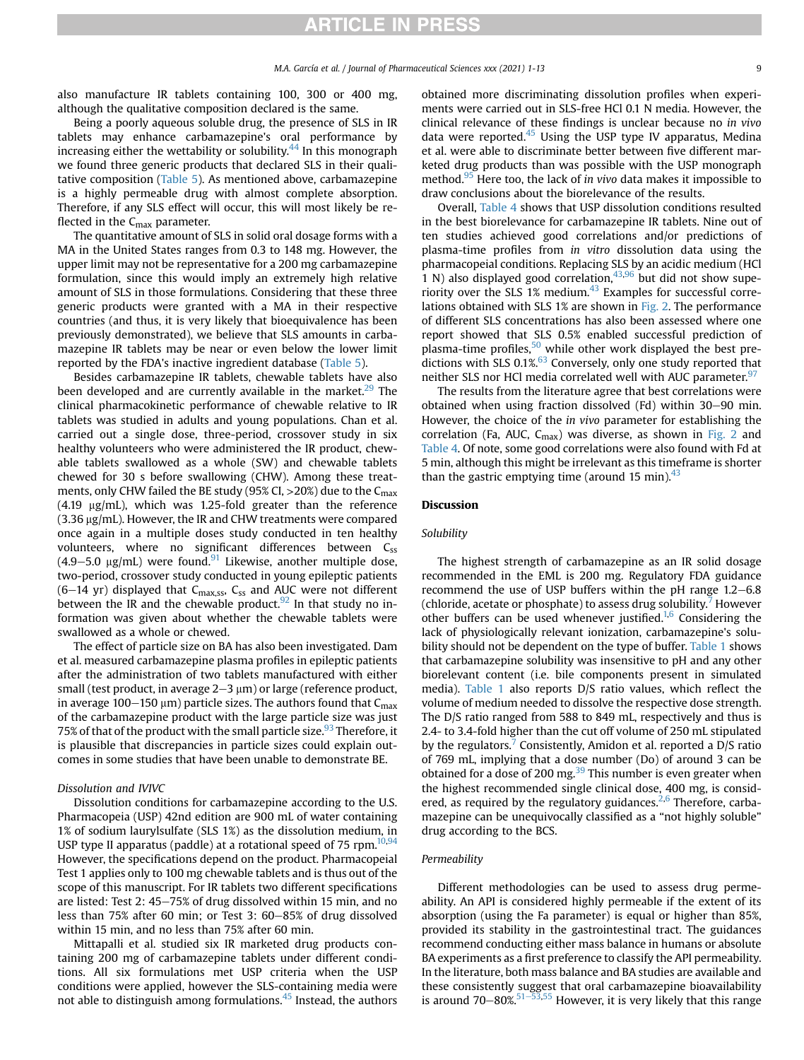also manufacture IR tablets containing 100, 300 or 400 mg, although the qualitative composition declared is the same.

Being a poorly aqueous soluble drug, the presence of SLS in IR tablets may enhance carbamazepine's oral performance by increasing either the wettability or solubility.[44] In this monograph we found three generic products that declared SLS in their qualitative composition (Table 5). As mentioned above, carbamazepine is a highly permeable drug with almost complete absorption. Therefore, if any SLS effect will occur, this will most likely be reflected in the $C_{max}$ parameter.

The quantitative amount of SLS in solid oral dosage forms with a MA in the United States ranges from 0.3 to 148 mg. However, the upper limit may not be representative for a 200 mg carbamazepine formulation, since this would imply an extremely high relative amount of SLS in those formulations. Considering that these three generic products were granted with a MA in their respective countries (and thus, it is very likely that bioequivalence has been previously demonstrated), we believe that SLS amounts in carbamazepine IR tablets may be near or even below the lower limit reported by the FDA's inactive ingredient database (Table 5).

Besides carbamazepine IR tablets, chewable tablets have also been developed and are currently available in the market.[29] The clinical pharmacokinetic performance of chewable relative to IR tablets was studied in adults and young populations. Chan et al. carried out a single dose, three-period, crossover study in six healthy volunteers who were administered the IR product, chewable tablets swallowed as a whole (SW) and chewable tablets chewed for 30 s before swallowing (CHW). Among these treatments, only CHW failed the BE study (95% CI, >20%) due to the $C_{max}$ (4.19 μg/mL), which was 1.25-fold greater than the reference (3.36 μg/mL). However, the IR and CHW treatments were compared once again in a multiple doses study conducted in ten healthy volunteers, where no significant differences between $C_{ss}$ (4.9–5.0 μg/mL) were found.[91] Likewise, another multiple dose, two-period, crossover study conducted in young epileptic patients (6–14 yr) displayed that $C_{max,ss}$, $C_{ss}$ and AUC were not different between the IR and the chewable product.[92] In that study no information was given about whether the chewable tablets were swallowed as a whole or chewed.

The effect of particle size on BA has also been investigated. Dam et al. measured carbamazepine plasma profiles in epileptic patients after the administration of two tablets manufactured with either small (test product, in average 2–3 μm) or large (reference product, in average 100–150 μm) particle sizes. The authors found that $C_{max}$ of the carbamazepine product with the large particle size was just 75% of that of the product with the small particle size.[93] Therefore, it is plausible that discrepancies in particle sizes could explain outcomes in some studies that have been unable to demonstrate BE.

*Dissolution and IVIVC*

Dissolution conditions for carbamazepine according to the U.S. Pharmacopeia (USP) 42nd edition are 900 mL of water containing 1% of sodium laurylsulfate (SLS 1%) as the dissolution medium, in USP type II apparatus (paddle) at a rotational speed of 75 rpm.[10,94] However, the specifications depend on the product. Pharmacopeial Test 1 applies only to 100 mg chewable tablets and is thus out of the scope of this manuscript. For IR tablets two different specifications are listed: Test 2: 45–75% of drug dissolved within 15 min, and no less than 75% after 60 min; or Test 3: 60–85% of drug dissolved within 15 min, and no less than 75% after 60 min.

Mittapalli et al. studied six IR marketed drug products containing 200 mg of carbamazepine tablets under different conditions. All six formulations met USP criteria when the USP conditions were applied, however the SLS-containing media were not able to distinguish among formulations.[45] Instead, the authors obtained more discriminating dissolution profiles when experiments were carried out in SLS-free HCl 0.1 N media. However, the clinical relevance of these findings is unclear because no *in vivo* data were reported.[45] Using the USP type IV apparatus, Medina et al. were able to discriminate better between five different marketed drug products than was possible with the USP monograph method.[95] Here too, the lack of *in vivo* data makes it impossible to draw conclusions about the biorelevance of the results.

Overall, Table 4 shows that USP dissolution conditions resulted in the best biorelevance for carbamazepine IR tablets. Nine out of ten studies achieved good correlations and/or predictions of plasma-time profiles from *in vitro* dissolution data using the pharmacopeial conditions. Replacing SLS by an acidic medium (HCl 1 N) also displayed good correlation,[43,96] but did not show superiority over the SLS 1% medium.[43] Examples for successful correlations obtained with SLS 1% are shown in Fig. 2. The performance of different SLS concentrations has also been assessed where one report showed that SLS 0.5% enabled successful prediction of plasma-time profiles,[50] while other work displayed the best predictions with SLS 0.1%.[63] Conversely, only one study reported that neither SLS nor HCl media correlated well with AUC parameter.[97]

The results from the literature agree that best correlations were obtained when using fraction dissolved (Fd) within 30–90 min. However, the choice of the *in vivo* parameter for establishing the correlation (Fa, AUC, $C_{max}$) was diverse, as shown in Fig. 2 and Table 4. Of note, some good correlations were also found with Fd at 5 min, although this might be irrelevant as this timeframe is shorter than the gastric emptying time (around 15 min).[43]

## Discussion

*Solubility*

The highest strength of carbamazepine as an IR solid dosage recommended in the EML is 200 mg. Regulatory FDA guidance recommend the use of USP buffers within the pH range 1.2–6.8 (chloride, acetate or phosphate) to assess drug solubility.[7] However other buffers can be used whenever justified.[1,6] Considering the lack of physiologically relevant ionization, carbamazepine's solubility should not be dependent on the type of buffer. Table 1 shows that carbamazepine solubility was insensitive to pH and any other biorelevant content (i.e. bile components present in simulated media). Table 1 also reports D/S ratio values, which reflect the volume of medium needed to dissolve the respective dose strength. The D/S ratio ranged from 588 to 849 mL, respectively and thus is 2.4- to 3.4-fold higher than the cut off volume of 250 mL stipulated by the regulators.[7] Consistently, Amidon et al. reported a D/S ratio of 769 mL, implying that a dose number (Do) of around 3 can be obtained for a dose of 200 mg.[39] This number is even greater when the highest recommended single clinical dose, 400 mg, is considered, as required by the regulatory guidances.[2,6] Therefore, carbamazepine can be unequivocally classified as a "not highly soluble" drug according to the BCS.

*Permeability*

Different methodologies can be used to assess drug permeability. An API is considered highly permeable if the extent of its absorption (using the Fa parameter) is equal or higher than 85%, provided its stability in the gastrointestinal tract. The guidances recommend conducting either mass balance in humans or absolute BA experiments as a first preference to classify the API permeability. In the literature, both mass balance and BA studies are available and these consistently suggest that oral carbamazepine bioavailability is around 70–80%.[51–53,55] However, it is very likely that this range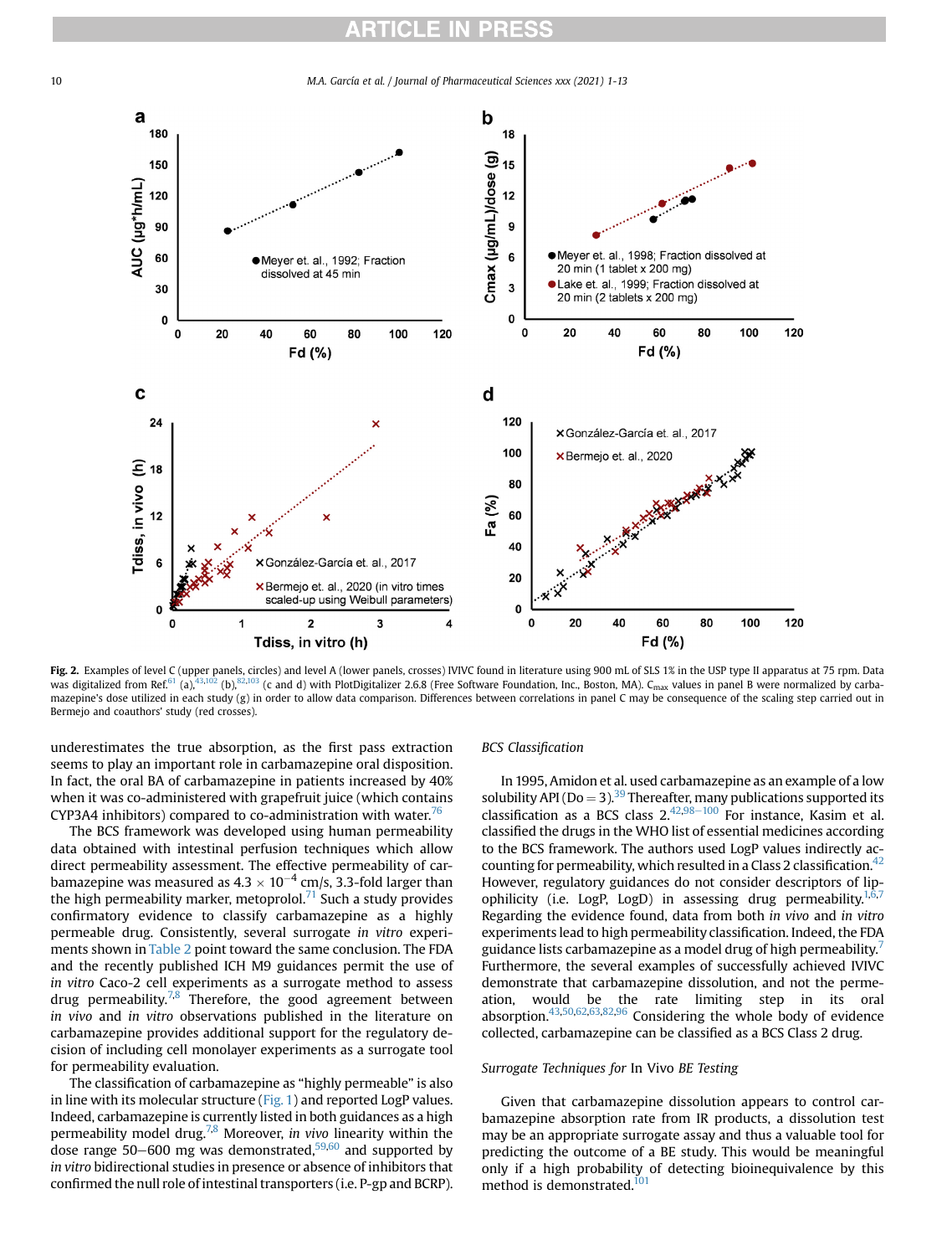**Fig. 2.** Examples of level C (upper panels, circles) and level A (lower panels, crosses) IVIVC found in literature using 900 mL of SLS 1% in the USP type II apparatus at 75 rpm. Data was digitalized from Ref.[61] (a),[43,102] (b),[82,103] (c and d) with PlotDigitalizer 2.6.8 (Free Software Foundation, Inc., Boston, MA). $C_{max}$ values in panel B were normalized by carbamazepine's dose utilized in each study (g) in order to allow data comparison. Differences between correlations in panel C may be consequence of the scaling step carried out in Bermejo and coauthors' study (red crosses).

underestimates the true absorption, as the first pass extraction seems to play an important role in carbamazepine oral disposition. In fact, the oral BA of carbamazepine in patients increased by 40% when it was co-administered with grapefruit juice (which contains CYP3A4 inhibitors) compared to co-administration with water.[76]

The BCS framework was developed using human permeability data obtained with intestinal perfusion techniques which allow direct permeability assessment. The effective permeability of carbamazepine was measured as $4.3 \times 10^{-4}$ cm/s, 3.3-fold larger than the high permeability marker, metoprolol.[71] Such a study provides confirmatory evidence to classify carbamazepine as a highly permeable drug. Consistently, several surrogate *in vitro* experiments shown in Table 2 point toward the same conclusion. The FDA and the recently published ICH M9 guidances permit the use of *in vitro* Caco-2 cell experiments as a surrogate method to assess drug permeability.[7,8] Therefore, the good agreement between *in vivo* and *in vitro* observations published in the literature on carbamazepine provides additional support for the regulatory decision of including cell monolayer experiments as a surrogate tool for permeability evaluation.

The classification of carbamazepine as "highly permeable" is also in line with its molecular structure (Fig. 1) and reported LogP values. Indeed, carbamazepine is currently listed in both guidances as a high permeability model drug.[7,8] Moreover, *in vivo* linearity within the dose range 50–600 mg was demonstrated,[59,60] and supported by *in vitro* bidirectional studies in presence or absence of inhibitors that confirmed the null role of intestinal transporters (i.e. P-gp and BCRP).

### BCS Classification

In 1995, Amidon et al. used carbamazepine as an example of a low solubility API (Do = 3).[39] Thereafter, many publications supported its classification as a BCS class 2.[42,98–100] For instance, Kasim et al. classified the drugs in the WHO list of essential medicines according to the BCS framework. The authors used LogP values indirectly accounting for permeability, which resulted in a Class 2 classification.[42] However, regulatory guidances do not consider descriptors of lipophilicity (i.e. LogP, LogD) in assessing drug permeability.[1,6,7] Regarding the evidence found, data from both *in vivo* and *in vitro* experiments lead to high permeability classification. Indeed, the FDA guidance lists carbamazepine as a model drug of high permeability.[7] Furthermore, the several examples of successfully achieved IVIVC demonstrate that carbamazepine dissolution, and not the permeation, would be the rate limiting step in its oral absorption.[43,50,62,63,82,96] Considering the whole body of evidence collected, carbamazepine can be classified as a BCS Class 2 drug.

### Surrogate Techniques for *In Vivo* BE Testing

Given that carbamazepine dissolution appears to control carbamazepine absorption rate from IR products, a dissolution test may be an appropriate surrogate assay and thus a valuable tool for predicting the outcome of a BE study. This would be meaningful only if a high probability of detecting bioinequivalence by this method is demonstrated.[101]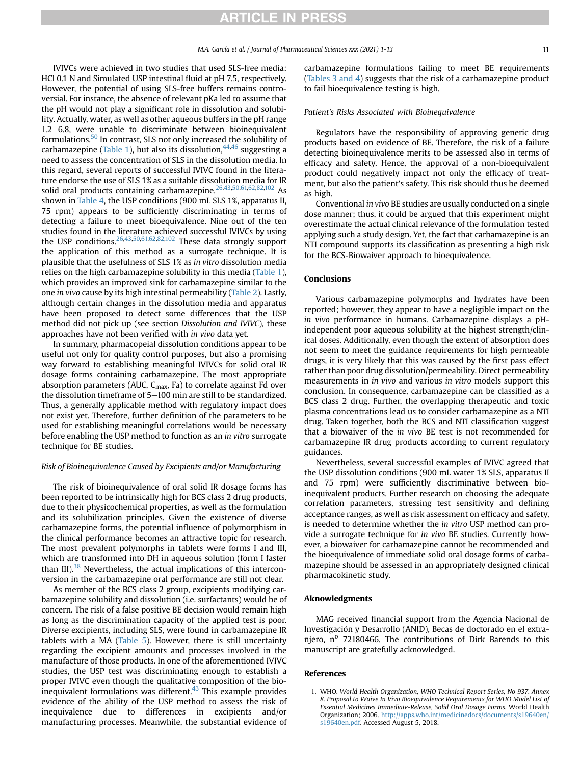IVIVCs were achieved in two studies that used SLS-free media: HCl 0.1 N and Simulated USP intestinal fluid at pH 7.5, respectively. However, the potential of using SLS-free buffers remains controversial. For instance, the absence of relevant pKa led to assume that the pH would not play a significant role in dissolution and solubility. Actually, water, as well as other aqueous buffers in the pH range 1.2–6.8, were unable to discriminate between bioinequivalent formulations.[50] In contrast, SLS not only increased the solubility of carbamazepine (Table 1), but also its dissolution,[44,46] suggesting a need to assess the concentration of SLS in the dissolution media. In this regard, several reports of successful IVIVC found in the literature endorse the use of SLS 1% as a suitable dissolution media for IR solid oral products containing carbamazepine.[26,43,50,61,62,82,102] As shown in Table 4, the USP conditions (900 mL SLS 1%, apparatus II, 75 rpm) appears to be sufficiently discriminating in terms of detecting a failure to meet bioequivalence. Nine out of the ten studies found in the literature achieved successful IVIVCs by using the USP conditions.[26,43,50,61,62,82,102] These data strongly support the application of this method as a surrogate technique. It is plausible that the usefulness of SLS 1% as *in vitro* dissolution media relies on the high carbamazepine solubility in this media (Table 1), which provides an improved sink for carbamazepine similar to the one *in vivo* cause by its high intestinal permeability (Table 2). Lastly, although certain changes in the dissolution media and apparatus have been proposed to detect some differences that the USP method did not pick up (see section *Dissolution and IVIVC*), these approaches have not been verified with *in vivo* data yet.

In summary, pharmacopeial dissolution conditions appear to be useful not only for quality control purposes, but also a promising way forward to establishing meaningful IVIVCs for solid oral IR dosage forms containing carbamazepine. The most appropriate absorption parameters (AUC, $C_{max}$, Fa) to correlate against Fd over the dissolution timeframe of 5–100 min are still to be standardized. Thus, a generally applicable method with regulatory impact does not exist yet. Therefore, further definition of the parameters to be used for establishing meaningful correlations would be necessary before enabling the USP method to function as an *in vitro* surrogate technique for BE studies.

### *Risk of Bioinequivalence Caused by Excipients and/or Manufacturing*

The risk of bioinequivalence of oral solid IR dosage forms has been reported to be intrinsically high for BCS class 2 drug products, due to their physicochemical properties, as well as the formulation and its solubilization principles. Given the existence of diverse carbamazepine forms, the potential influence of polymorphism in the clinical performance becomes an attractive topic for research. The most prevalent polymorphs in tablets were forms I and III, which are transformed into DH in aqueous solution (form I faster than III).[38] Nevertheless, the actual implications of this interconversion in the carbamazepine oral performance are still not clear.

As member of the BCS class 2 group, excipients modifying carbamazepine solubility and dissolution (i.e. surfactants) would be of concern. The risk of a false positive BE decision would remain high as long as the discrimination capacity of the applied test is poor. Diverse excipients, including SLS, were found in carbamazepine IR tablets with a MA (Table 5). However, there is still uncertainty regarding the excipient amounts and processes involved in the manufacture of those products. In one of the aforementioned IVIVC studies, the USP test was discriminating enough to establish a proper IVIVC even though the qualitative composition of the bioinequivalent formulations was different.[43] This example provides evidence of the ability of the USP method to assess the risk of inequivalence due to differences in excipients and/or manufacturing processes. Meanwhile, the substantial evidence of carbamazepine formulations failing to meet BE requirements (Tables 3 and 4) suggests that the risk of a carbamazepine product to fail bioequivalence testing is high.

### *Patient's Risks Associated with Bioinequivalence*

Regulators have the responsibility of approving generic drug products based on evidence of BE. Therefore, the risk of a failure detecting bioinequivalence merits to be assessed also in terms of efficacy and safety. Hence, the approval of a non-bioequivalent product could negatively impact not only the efficacy of treatment, but also the patient's safety. This risk should thus be deemed as high.

Conventional *in vivo* BE studies are usually conducted on a single dose manner; thus, it could be argued that this experiment might overestimate the actual clinical relevance of the formulation tested applying such a study design. Yet, the fact that carbamazepine is an NTI compound supports its classification as presenting a high risk for the BCS-Biowaiver approach to bioequivalence.

## Conclusions

Various carbamazepine polymorphs and hydrates have been reported; however, they appear to have a negligible impact on the *in vivo* performance in humans. Carbamazepine displays a pH-independent poor aqueous solubility at the highest strength/clinical doses. Additionally, even though the extent of absorption does not seem to meet the guidance requirements for high permeable drugs, it is very likely that this was caused by the first pass effect rather than poor drug dissolution/permeability. Direct permeability measurements in *in vivo* and various *in vitro* models support this conclusion. In consequence, carbamazepine can be classified as a BCS class 2 drug. Further, the overlapping therapeutic and toxic plasma concentrations lead us to consider carbamazepine as a NTI drug. Taken together, both the BCS and NTI classification suggest that a biowaiver of the *in vivo* BE test is not recommended for carbamazepine IR drug products according to current regulatory guidances.

Nevertheless, several successful examples of IVIVC agreed that the USP dissolution conditions (900 mL water 1% SLS, apparatus II and 75 rpm) were sufficiently discriminative between bioinequivalent products. Further research on choosing the adequate correlation parameters, stressing test sensitivity and defining acceptance ranges, as well as risk assessment on efficacy and safety, is needed to determine whether the *in vitro* USP method can provide a surrogate technique for *in vivo* BE studies. Currently however, a biowaiver for carbamazepine cannot be recommended and the bioequivalence of immediate solid oral dosage forms of carbamazepine should be assessed in an appropriately designed clinical pharmacokinetic study.

## Aknowledgments

MAG received financial support from the Agencia Nacional de Investigación y Desarrollo (ANID), Becas de doctorado en el extranjero, n° 72180466. The contributions of Dirk Barends to this manuscript are gratefully acknowledged.

## References

1. WHO. *World Health Organization, WHO Technical Report Series, No 937. Annex 8. Proposal to Waive In Vivo Bioequivalence Requirements for WHO Model List of Essential Medicines Immediate-Release, Solid Oral Dosage Forms.* World Health Organization; 2006. http://apps.who.int/medicinedocs/documents/s19640en/s19640en.pdf. Accessed August 5, 2018.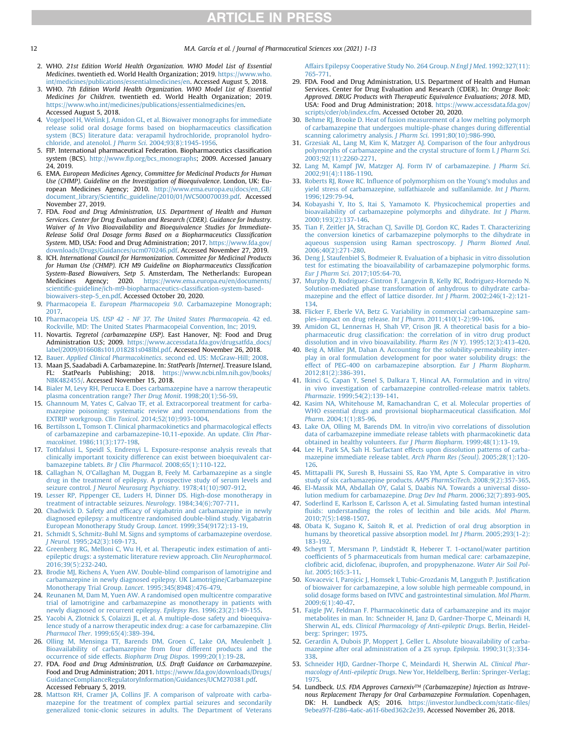2. WHO. *21st Edition World Health Organization. WHO Model List of Essential Medicines*. twentieth ed. World Health Organization; 2019. https://www.who.int/medicines/publications/essentialmedicines/en. Accessed August 5, 2018.
3. WHO. *7th Edition World Health Organization. WHO Model List of Essential Medicines for Children*. twentieth ed. World Health Organization; 2019. https://www.who.int/medicines/publications/essentialmedicines/en. Accessed August 5, 2018.
4. Vogelpoel H, Welink J, Amidon GL, et al. Biowaiver monographs for immediate release solid oral dosage forms based on biopharmaceutics classification system (BCS) literature data: verapamil hydrochloride, propranolol hydrochloride, and atenolol. *J Pharm Sci*. 2004;93(8):1945-1956.
5. FIP. International pharmaceutical Federation. Biopharmaceutics classification system (BCS). http://www.fip.org/bcs_monographs; 2009. Accessed January 24, 2019.
6. EMA. *European Medicines Agency, Committee for Medicinal Products for Human Use (CHMP). Guideline on the Investigation of Bioequivalence*. London, UK: European Medicines Agency; 2010. http://www.ema.europa.eu/docs/en_GB/document_library/Scientific_guideline/2010/01/WC500070039.pdf. Accessed November 27, 2019.
7. FDA. *Food and Drug Administration, U.S. Department of Health and Human Services. Center for Drug Evaluation and Research (CDER). Guidance for Industry. Waiver of In Vivo Bioavailability and Bioequivalence Studies for Immediate-Release Solid Oral Dosage forms Based on a Biopharmaceutics Classification System*. MD, USA: Food and Drug Administration; 2017. https://www.fda.gov/downloads/Drugs/Guidances/ucm070246.pdf. Accessed November 27, 2019.
8. ICH. *International Council for Harmonization. Committee for Medicinal Products for Human Use (CHMP). ICH M9 Guideline on Biopharmaceutics Classification System-Based Biowaivers, Setp 5*. Amsterdam, The Netherlands: European Medicines Agency; 2020. https://www.ema.europa.eu/en/documents/scientific-guideline/ich-m9-biopharmaceutics-classification-system-based-biowaivers-step-5_en.pdf. Accessed October 20, 2020.
9. Pharmacopeia E. *European Pharmacopeia 9.0*. Carbamazepine Monograph; 2017.
10. Pharmacopeia US. *USP 42 - NF 37. The United States Pharmacopeia*. 42 ed. Rockville, MD: The United States Pharmacopeial Convention, Inc; 2019.
11. Novartis. *Tegretol (carbamazepine USP)*. East Hanover, NJ: Food and Drug Administration U.S; 2009. https://www.accessdata.fda.gov/drugsatfda_docs/label/2009/016608s101,018281s048lbl.pdf. Accessed November 26, 2018.
12. Bauer. *Applied Clinical Pharmacokinetics*. second ed. US: McGraw-Hill; 2008.
13. Maan JS, Saadabadi A. Carbamazepine. In: *StatPearls [Internet]*. Treasure Island, FL: StatPearls Publishing; 2018. https://www.ncbi.nlm.nih.gov/books/NBK482455/. Accessed November 15, 2018.
14. Bialer M, Levy RH, Perucca E. Does carbamazepine have a narrow therapeutic plasma concentration range? *Ther Drug Monit*. 1998;20(1):56-59.
15. Ghannoum M, Yates C, Galvao TF, et al. Extracorporeal treatment for carbamazepine poisoning: systematic review and recommendations from the EXTRIP workgroup. *Clin Toxicol*. 2014;52(10):993-1004.
16. Bertilsson L, Tomson T. Clinical pharmacokinetics and pharmacological effects of carbamazepine and carbamazepine-10,11-epoxide. An update. *Clin Pharmacokinet*. 1986;11(3):177-198.
17. Tothfalusi L, Speidl S, Endrenyi L. Exposure-response analysis reveals that clinically important toxicity difference can exist between bioequivalent carbamazepine tablets. *Br J Clin Pharmacol*. 2008;65(1):110-122.
18. Callaghan N, O'Callaghan M, Duggan B, Feely M. Carbamazepine as a single drug in the treatment of epilepsy. A prospective study of serum levels and seizure control. *J Neurol Neurosurg Psychiatry*. 1978;41(10):907-912.
19. Lesser RP, Pippenger CE, Luders H, Dinner DS. High-dose monotherapy in treatment of intractable seizures. *Neurology*. 1984;34(6):707-711.
20. Chadwick D. Safety and efficacy of vigabatrin and carbamazepine in newly diagnosed epilepsy: a multicentre randomised double-blind study. Vigabatrin European Monotherapy Study Group. *Lancet*. 1999;354(9172):13-19.
21. Schmidt S, Schmitz-Buhl M. Signs and symptoms of carbamazepine overdose. *J Neurol*. 1995;242(3):169-173.
22. Greenberg RG, Melloni C, Wu H, et al. Therapeutic index estimation of antiepileptic drugs: a systematic literature review approach. *Clin Neuropharmacol*. 2016;39(5):232-240.
23. Brodie MJ, Richens A, Yuen AW. Double-blind comparison of lamotrigine and carbamazepine in newly diagnosed epilepsy. UK Lamotrigine/Carbamazepine Monotherapy Trial Group. *Lancet*. 1995;345(8948):476-479.
24. Reunanen M, Dam M, Yuen AW. A randomised open multicentre comparative trial of lamotrigine and carbamazepine as monotherapy in patients with newly diagnosed or recurrent epilepsy. *Epilepsy Res*. 1996;23(2):149-155.
25. Yacobi A, Zlotnick S, Colaizzi JL, et al. A multiple-dose safety and bioequivalence study of a narrow therapeutic index drug: a case for carbamazepine. *Clin Pharmacol Ther*. 1999;65(4):389-394.
26. Olling M, Mensinga TT, Barends DM, Groen C, Lake OA, Meulenbelt J. Bioavailability of carbamazepine from four different products and the occurrence of side effects. *Biopharm Drug Dispos*. 1999;20(1):19-28.
27. FDA. *Food and Drug Administration, U.S. Draft Guidance on Carbamazepine*. Food and Drug Administration; 2011. https://www.fda.gov/downloads/Drugs/GuidanceComplianceRegulatoryInformation/Guidances/UCM270381.pdf. Accessed February 5, 2019.
28. Mattson RH, Cramer JA, Collins JF. A comparison of valproate with carbamazepine for the treatment of complex partial seizures and secondarily generalized tonic-clonic seizures in adults. The Department of Veterans Affairs Epilepsy Cooperative Study No. 264 Group. *N Engl J Med*. 1992;327(11):765-771.
29. FDA. Food and Drug Administration, U.S. Department of Health and Human Services. Center for Drug Evaluation and Research (CDER). In: *Orange Book: Approved. DRUG Products with Therapeutic Equivalence Evaluations; 2018*. MD, USA: Food and Drug Administration; 2018. https://www.accessdata.fda.gov/scripts/cder/ob/index.cfm. Accessed October 20, 2020.
30. Behme RJ, Brooke D. Heat of fusion measurement of a low melting polymorph of carbamazepine that undergoes multiple-phase changes during differential scanning calorimetry analysis. *J Pharm Sci*. 1991;80(10):986-990.
31. Grzesiak AL, Lang M, Kim K, Matzger AJ. Comparison of the four anhydrous polymorphs of carbamazepine and the crystal structure of form I. *J Pharm Sci*. 2003;92(11):2260-2271.
32. Lang M, Kampf JW, Matzger AJ. Form IV of carbamazepine. *J Pharm Sci*. 2002;91(4):1186-1190.
33. Roberts RJ, Rowe RC. Influence of polymorphism on the Young's modulus and yield stress of carbamazepine, sulfathiazole and sulfanilamide. *Int J Pharm*. 1996;129:79-94.
34. Kobayashi Y, Ito S, Itai S, Yamamoto K. Physicochemical properties and bioavailability of carbamazepine polymorphs and dihydrate. *Int J Pharm*. 2000;193(2):137-146.
35. Tian F, Zeitler JA, Strachan CJ, Saville DJ, Gordon KC, Rades T. Characterizing the conversion kinetics of carbamazepine polymorphs to the dihydrate in aqueous suspension using Raman spectroscopy. *J Pharm Biomed Anal*. 2006;40(2):271-280.
36. Deng J, Staufenbiel S, Bodmeier R. Evaluation of a biphasic in vitro dissolution test for estimating the bioavailability of carbamazepine polymorphic forms. *Eur J Pharm Sci*. 2017;105:64-70.
37. Murphy D, Rodriguez-Cintron F, Langevin B, Kelly RC, Rodriguez-Hornedo N. Solution-mediated phase transformation of anhydrous to dihydrate carbamazepine and the effect of lattice disorder. *Int J Pharm*. 2002;246(1-2):121-134.
38. Flicker F, Eberle VA, Betz G. Variability in commercial carbamazepine samples–impact on drug release. *Int J Pharm*. 2011;410(1-2):99-106.
39. Amidon GL, Lennernas H, Shah VP, Crison JR. A theoretical basis for a biopharmaceutic drug classification: the correlation of in vitro drug product dissolution and in vivo bioavailability. *Pharm Res (N Y)*. 1995;12(3):413-420.
40. Beig A, Miller JM, Dahan A. Accounting for the solubility-permeability interplay in oral formulation development for poor water solubility drugs: the effect of PEG-400 on carbamazepine absorption. *Eur J Pharm Biopharm*. 2012;81(2):386-391.
41. Ikinci G, Capan Y, Senel S, Dalkara T, Hincal AA. Formulation and in vitro/in vivo investigation of carbamazepine controlled-release matrix tablets. *Pharmazie*. 1999;54(2):139-141.
42. Kasim NA, Whitehouse M, Ramachandran C, et al. Molecular properties of WHO essential drugs and provisional biopharmaceutical classification. *Mol Pharm*. 2004;1(1):85-96.
43. Lake OA, Olling M, Barends DM. In vitro/in vivo correlations of dissolution data of carbamazepine immediate release tablets with pharmacokinetic data obtained in healthy volunteers. *Eur J Pharm Biopharm*. 1999;48(1):13-19.
44. Lee H, Park SA, Sah H. Surfactant effects upon dissolution patterns of carbamazepine immediate release tablet. *Arch Pharm Res (Seoul)*. 2005;28(1):120-126.
45. Mittapalli PK, Suresh B, Hussaini SS, Rao YM, Apte S. Comparative in vitro study of six carbamazepine products. *AAPS PharmSciTech*. 2008;9(2):357-365.
46. El-Massik MA, Abdallah OY, Galal S, Daabis NA. Towards a universal dissolution medium for carbamazepine. *Drug Dev Ind Pharm*. 2006;32(7):893-905.
47. Soderlind E, Karlsson E, Carlsson A, et al. Simulating fasted human intestinal fluids: understanding the roles of lecithin and bile acids. *Mol Pharm*. 2010;7(5):1498-1507.
48. Obata K, Sugano K, Saitoh R, et al. Prediction of oral drug absorption in humans by theoretical passive absorption model. *Int J Pharm*. 2005;293(1-2):183-192.
49. Scheytt T, Mersmann P, Lindstädt R, Heberer T. 1-octanol/water partition coefficients of 5 pharmaceuticals from human medical care: carbamazepine, clofibric acid, diclofenac, ibuprofen, and propyphenazone. *Water Air Soil Pollut*. 2005;165:3-11.
50. Kovacevic I, Parojcic J, Homsek I, Tubic-Grozdanis M, Langguth P. Justification of biowaiver for carbamazepine, a low soluble high permeable compound, in solid dosage forms based on IVIVC and gastrointestinal simulation. *Mol Pharm*. 2009;6(1):40-47.
51. Faigle JW, Feldman F. Pharmacokinetic data of carbamazepine and its major metabolites in man. In: Schneider H, Janz D, Gardner-Thorpe C, Meinardi H, Sherwin AL, eds. *Clinical Pharmacology of Anti-epileptic Drugs*. Berlin, Heidelberg: Springer; 1975.
52. Gerardin A, Dubois JP, Moppert J, Geller L. Absolute bioavailability of carbamazepine after oral administration of a 2% syrup. *Epilepsia*. 1990;31(3):334-338.
53. Schneider HJD, Gardner-Thorpe C, Meindardi H, Sherwin AL. *Clinical Pharmacology of Anti-epileptic Drugs*. New Yor, Heldelberg, Berlin: Springer-Verlag; 1975.
54. Lundbeck. *U.S. FDA Approves Carnexiv™ (Carbamazepine) Injection as Intravenous Replacement Therapy for Oral Carbamazepine Formulation*. Copenhagen, DK: H. Lundbeck A/S; 2016. https://investor.lundbeck.com/static-files/9ebea97f-f286-4a6c-a61f-6bed362c2e39. Accessed November 26, 2018.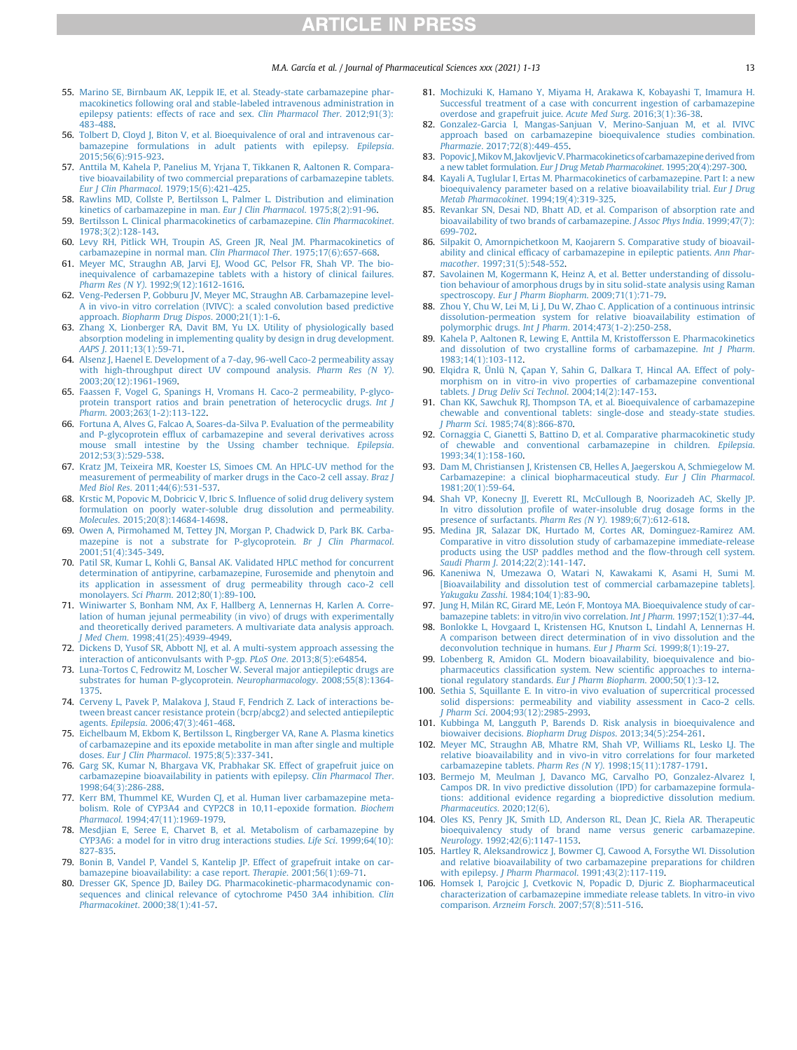55. Marino SE, Birnbaum AK, Leppik IE, et al. Steady-state carbamazepine pharmacokinetics following oral and stable-labeled intravenous administration in epilepsy patients: effects of race and sex. *Clin Pharmacol Ther*. 2012;91(3):483-488.
56. Tolbert D, Cloyd J, Biton V, et al. Bioequivalence of oral and intravenous carbamazepine formulations in adult patients with epilepsy. *Epilepsia*. 2015;56(6):915-923.
57. Anttila M, Kahela P, Panelius M, Yrjana T, Tikkanen R, Aaltonen R. Comparative bioavailability of two commercial preparations of carbamazepine tablets. *Eur J Clin Pharmacol*. 1979;15(6):421-425.
58. Rawlins MD, Collste P, Bertilsson L, Palmer L. Distribution and elimination kinetics of carbamazepine in man. *Eur J Clin Pharmacol*. 1975;8(2):91-96.
59. Bertilsson L. Clinical pharmacokinetics of carbamazepine. *Clin Pharmacokinet*. 1978;3(2):128-143.
60. Levy RH, Pitlick WH, Troupin AS, Green JR, Neal JM. Pharmacokinetics of carbamazepine in normal man. *Clin Pharmacol Ther*. 1975;17(6):657-668.
61. Meyer MC, Straughn AB, Jarvi EJ, Wood GC, Pelsor FR, Shah VP. The bioinequivalence of carbamazepine tablets with a history of clinical failures. *Pharm Res (N Y)*. 1992;9(12):1612-1616.
62. Veng-Pedersen P, Gobburu JV, Meyer MC, Straughn AB. Carbamazepine level-A in vivo-in vitro correlation (IVIVC): a scaled convolution based predictive approach. *Biopharm Drug Dispos*. 2000;21(1):1-6.
63. Zhang X, Lionberger RA, Davit BM, Yu LX. Utility of physiologically based absorption modeling in implementing quality by design in drug development. *AAPS J*. 2011;13(1):59-71.
64. Alsenz J, Haenel E. Development of a 7-day, 96-well Caco-2 permeability assay with high-throughput direct UV compound analysis. *Pharm Res (N Y)*. 2003;20(12):1961-1969.
65. Faassen F, Vogel G, Spanings H, Vromans H. Caco-2 permeability, P-glycoprotein transport ratios and brain penetration of heterocyclic drugs. *Int J Pharm*. 2003;263(1-2):113-122.
66. Fortuna A, Alves G, Falcao A, Soares-da-Silva P. Evaluation of the permeability and P-glycoprotein efflux of carbamazepine and several derivatives across mouse small intestine by the Ussing chamber technique. *Epilepsia*. 2012;53(3):529-538.
67. Kratz JM, Teixeira MR, Koester LS, Simoes CM. An HPLC-UV method for the measurement of permeability of marker drugs in the Caco-2 cell assay. *Braz J Med Biol Res*. 2011;44(6):531-537.
68. Krstic M, Popovic M, Dobricic V, Ibric S. Influence of solid drug delivery system formulation on poorly water-soluble drug dissolution and permeability. *Molecules*. 2015;20(8):14684-14698.
69. Owen A, Pirmohamed M, Tettey JN, Morgan P, Chadwick D, Park BK. Carbamazepine is not a substrate for P-glycoprotein. *Br J Clin Pharmacol*. 2001;51(4):345-349.
70. Patil SR, Kumar L, Kohli G, Bansal AK. Validated HPLC method for concurrent determination of antipyrine, carbamazepine, Furosemide and phenytoin and its application in assessment of drug permeability through caco-2 cell monolayers. *Sci Pharm*. 2012;80(1):89-100.
71. Winiwarter S, Bonham NM, Ax F, Hallberg A, Lennernas H, Karlen A. Correlation of human jejunal permeability (in vivo) of drugs with experimentally and theoretically derived parameters. A multivariate data analysis approach. *J Med Chem*. 1998;41(25):4939-4949.
72. Dickens D, Yusof SR, Abbott NJ, et al. A multi-system approach assessing the interaction of anticonvulsants with P-gp. *PLoS One*. 2013;8(5):e64854.
73. Luna-Tortos C, Fedrowitz M, Loscher W. Several major antiepileptic drugs are substrates for human P-glycoprotein. *Neuropharmacology*. 2008;55(8):1364-1375.
74. Cerveny L, Pavek P, Malakova J, Staud F, Fendrich Z. Lack of interactions between breast cancer resistance protein (bcrp/abcg2) and selected antiepileptic agents. *Epilepsia*. 2006;47(3):461-468.
75. Eichelbaum M, Ekbom K, Bertilsson L, Ringberger VA, Rane A. Plasma kinetics of carbamazepine and its epoxide metabolite in man after single and multiple doses. *Eur J Clin Pharmacol*. 1975;8(5):337-341.
76. Garg SK, Kumar N, Bhargava VK, Prabhakar SK. Effect of grapefruit juice on carbamazepine bioavailability in patients with epilepsy. *Clin Pharmacol Ther*. 1998;64(3):286-288.
77. Kerr BM, Thummel KE, Wurden CJ, et al. Human liver carbamazepine metabolism. Role of CYP3A4 and CYP2C8 in 10,11-epoxide formation. *Biochem Pharmacol*. 1994;47(11):1969-1979.
78. Mesdjian E, Seree E, Charvet B, et al. Metabolism of carbamazepine by CYP3A6: a model for in vitro drug interactions studies. *Life Sci*. 1999;64(10):827-835.
79. Bonin B, Vandel P, Vandel S, Kantelip JP. Effect of grapefruit intake on carbamazepine bioavailability: a case report. *Therapie*. 2001;56(1):69-71.
80. Dresser GK, Spence JD, Bailey DG. Pharmacokinetic-pharmacodynamic consequences and clinical relevance of cytochrome P450 3A4 inhibition. *Clin Pharmacokinet*. 2000;38(1):41-57.
81. Mochizuki K, Hamano Y, Miyama H, Arakawa K, Kobayashi T, Imamura H. Successful treatment of a case with concurrent ingestion of carbamazepine overdose and grapefruit juice. *Acute Med Surg*. 2016;3(1):36-38.
82. Gonzalez-Garcia I, Mangas-Sanjuan V, Merino-Sanjuan M, et al. IVIVC approach based on carbamazepine bioequivalence studies combination. *Pharmazie*. 2017;72(8):449-455.
83. Popovic J, Mikov M, Jakovljevic V. Pharmacokinetics of carbamazepine derived from a new tablet formulation. *Eur J Drug Metab Pharmacokinet*. 1995;20(4):297-300.
84. Kayali A, Tuglular I, Ertas M. Pharmacokinetics of carbamazepine. Part I: a new bioequivalency parameter based on a relative bioavailability trial. *Eur J Drug Metab Pharmacokinet*. 1994;19(4):319-325.
85. Revankar SN, Desai ND, Bhatt AD, et al. Comparison of absorption rate and bioavailability of two brands of carbamazepine. *J Assoc Phys India*. 1999;47(7):699-702.
86. Silpakit O, Amornpichetkoon M, Kaojarern S. Comparative study of bioavailability and clinical efficacy of carbamazepine in epileptic patients. *Ann Pharmacother*. 1997;31(5):548-552.
87. Savolainen M, Kogermann K, Heinz A, et al. Better understanding of dissolution behaviour of amorphous drugs by in situ solid-state analysis using Raman spectroscopy. *Eur J Pharm Biopharm*. 2009;71(1):71-79.
88. Zhou Y, Chu W, Lei M, Li J, Du W, Zhao C. Application of a continuous intrinsic dissolution-permeation system for relative bioavailability estimation of polymorphic drugs. *Int J Pharm*. 2014;473(1-2):250-258.
89. Kahela P, Aaltonen R, Lewing E, Anttila M, Kristoffersson E. Pharmacokinetics and dissolution of two crystalline forms of carbamazepine. *Int J Pharm*. 1983;14(1):103-112.
90. Elqidra R, Ünlü N, Çapan Y, Sahin G, Dalkara T, Hincal AA. Effect of polymorphism on in vitro-in vivo properties of carbamazepine conventional tablets. *J Drug Deliv Sci Technol*. 2004;14(2):147-153.
91. Chan KK, Sawchuk RJ, Thompson TA, et al. Bioequivalence of carbamazepine chewable and conventional tablets: single-dose and steady-state studies. *J Pharm Sci*. 1985;74(8):866-870.
92. Cornaggia C, Gianetti S, Battino D, et al. Comparative pharmacokinetic study of chewable and conventional carbamazepine in children. *Epilepsia*. 1993;34(1):158-160.
93. Dam M, Christiansen J, Kristensen CB, Helles A, Jaegerskou A, Schmiegelow M. Carbamazepine: a clinical biopharmaceutical study. *Eur J Clin Pharmacol*. 1981;20(1):59-64.
94. Shah VP, Konecny JJ, Everett RL, McCullough B, Noorizadeh AC, Skelly JP. In vitro dissolution profile of water-insoluble drug dosage forms in the presence of surfactants. *Pharm Res (N Y)*. 1989;6(7):612-618.
95. Medina JR, Salazar DK, Hurtado M, Cortes AR, Dominguez-Ramirez AM. Comparative in vitro dissolution study of carbamazepine immediate-release products using the USP paddles method and the flow-through cell system. *Saudi Pharm J*. 2014;22(2):141-147.
96. Kaneniwa N, Umezawa O, Watari N, Kawakami K, Asami H, Sumi M. [Bioavailability and dissolution test of commercial carbamazepine tablets]. *Yakugaku Zasshi*. 1984;104(1):83-90.
97. Jung H, Milán RC, Girard ME, León F, Montoya MA. Bioequivalence study of carbamazepine tablets: in vitro/in vivo correlation. *Int J Pharm*. 1997;152(1):37-44.
98. Bonlokke L, Hovgaard L, Kristensen HG, Knutson L, Lindahl A, Lennernas H. A comparison between direct determination of in vivo dissolution and the deconvolution technique in humans. *Eur J Pharm Sci*. 1999;8(1):19-27.
99. Lobenberg R, Amidon GL. Modern bioavailability, bioequivalence and biopharmaceutics classification system. New scientific approaches to international regulatory standards. *Eur J Pharm Biopharm*. 2000;50(1):3-12.
100. Sethia S, Squillante E. In vitro-in vivo evaluation of supercritical processed solid dispersions: permeability and viability assessment in Caco-2 cells. *J Pharm Sci*. 2004;93(12):2985-2993.
101. Kubbinga M, Langguth P, Barends D. Risk analysis in bioequivalence and biowaiver decisions. *Biopharm Drug Dispos*. 2013;34(5):254-261.
102. Meyer MC, Straughn AB, Mhatre RM, Shah VP, Williams RL, Lesko LJ. The relative bioavailability and in vivo-in vitro correlations for four marketed carbamazepine tablets. *Pharm Res (N Y)*. 1998;15(11):1787-1791.
103. Bermejo M, Meulman J, Davanco MG, Carvalho PO, Gonzalez-Alvarez I, Campos DR. In vivo predictive dissolution (IPD) for carbamazepine formulations: additional evidence regarding a biopredictive dissolution medium. *Pharmaceutics*. 2020;12(6).
104. Oles KS, Penry JK, Smith LD, Anderson RL, Dean JC, Riela AR. Therapeutic bioequivalency study of brand name versus generic carbamazepine. *Neurology*. 1992;42(6):1147-1153.
105. Hartley R, Aleksandrowicz J, Bowmer CJ, Cawood A, Forsythe WI. Dissolution and relative bioavailability of two carbamazepine preparations for children with epilepsy. *J Pharm Pharmacol*. 1991;43(2):117-119.
106. Homsek I, Parojcic J, Cvetkovic N, Popadic D, Djuric Z. Biopharmaceutical characterization of carbamazepine immediate release tablets. In vitro-in vivo comparison. *Arzneim Forsch*. 2007;57(8):511-516.